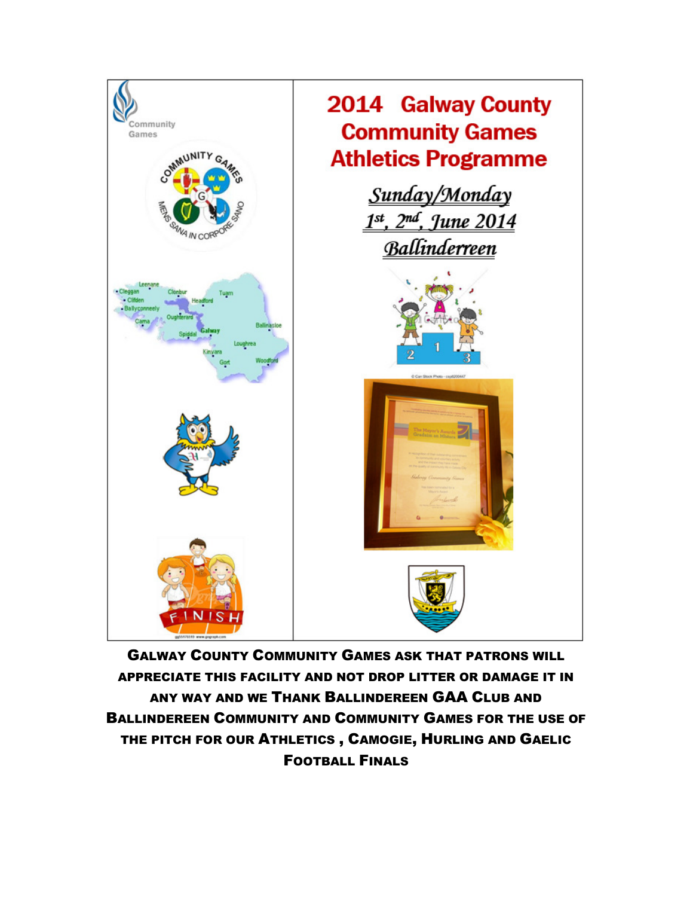# 2014 Galway County Community Games Athletics Programme

*Sunday/Monday*

*1st, 2nd, June 2014*

*Ballinderreen*

**Galway County Community Games ask that patrons will appreciate this facility and not drop litter or damage it in any way and we Thank Ballindereen GAA Club and Ballindereen Community and Community Games for the use of the pitch for our Athletics , Camogie, Hurling and Gaelic Football Finals**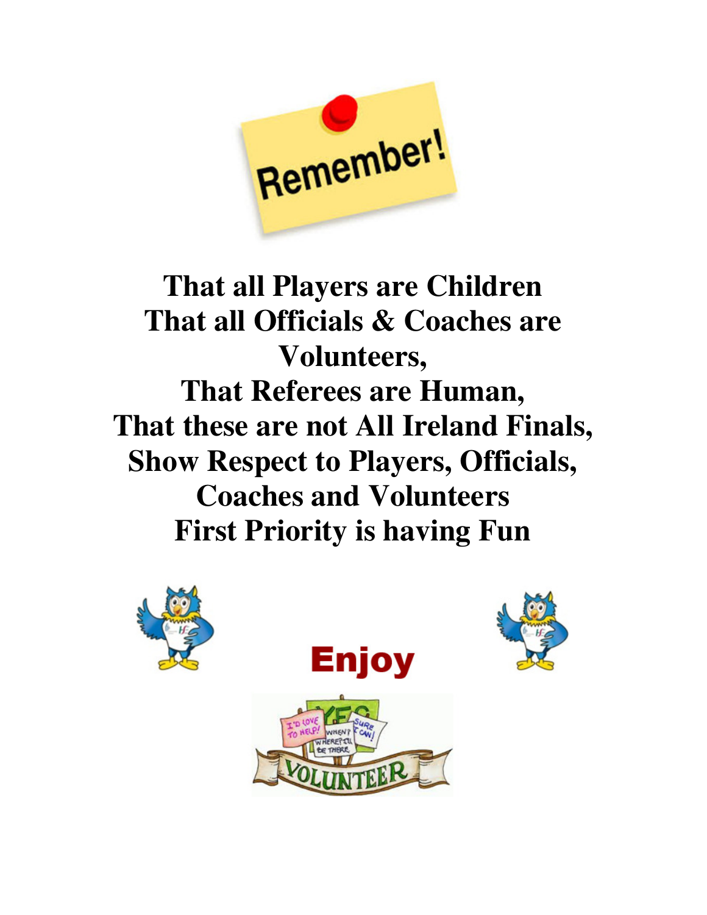Remember!

**That all Players are Children**
**That all Officials & Coaches are Volunteers,**
**That Referees are Human,**
**That these are not All Ireland Finals,**
**Show Respect to Players, Officials, Coaches and Volunteers**
**First Priority is having Fun**

Enjoy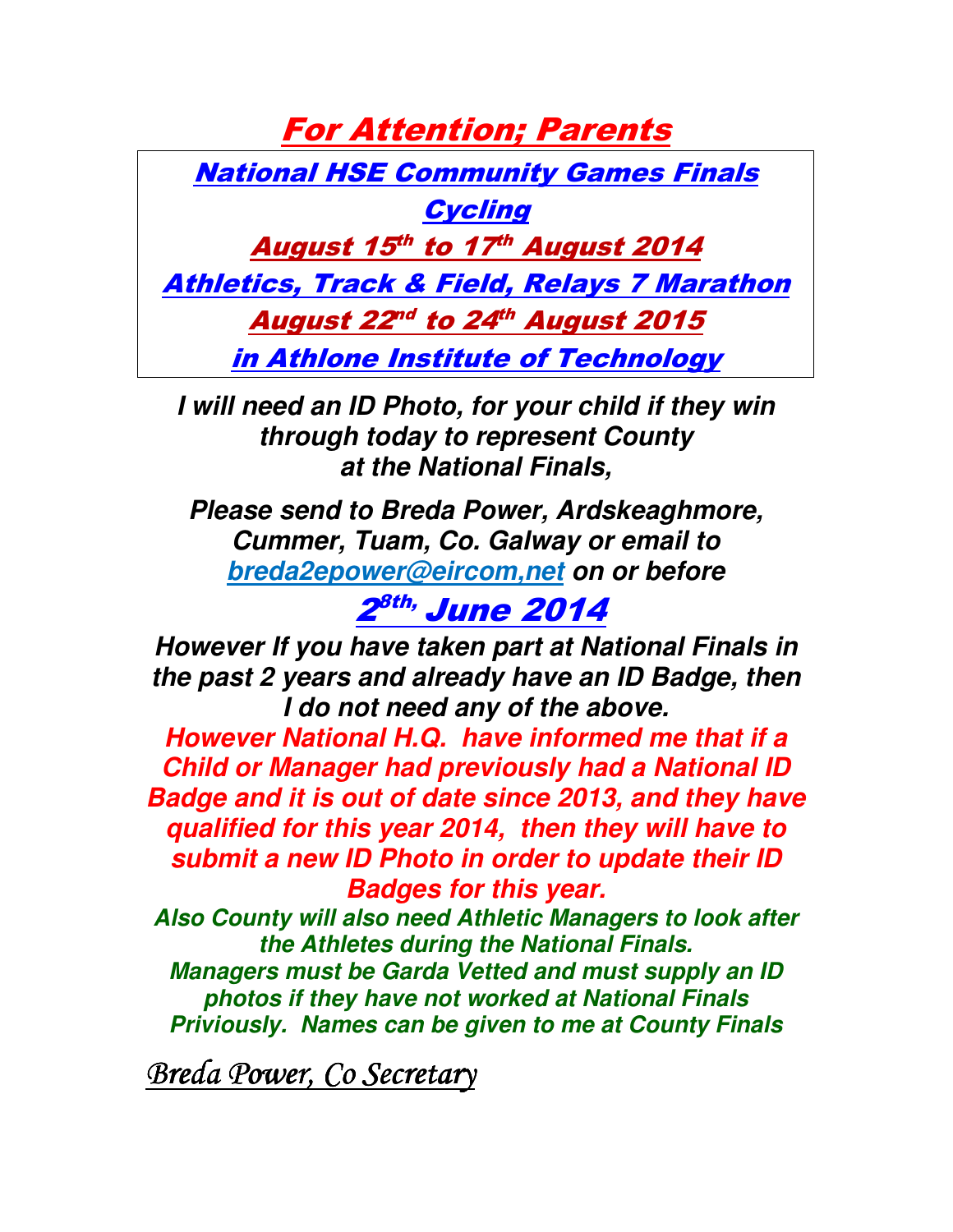# For Attention; Parents

**National HSE Community Games Finals**

**Cycling**

**August 15th to 17th August 2014**

**Athletics, Track & Field, Relays 7 Marathon**

**August 22nd to 24th August 2015**

**in Athlone Institute of Technology**

***I will need an ID Photo, for your child if they win through today to represent County at the National Finals,***

***Please send to Breda Power, Ardskeaghmore, Cummer, Tuam, Co. Galway or email to breda2epower@eircom,net on or before***

## 28th, June 2014

***However If you have taken part at National Finals in the past 2 years and already have an ID Badge, then I do not need any of the above.***

***However National H.Q. have informed me that if a Child or Manager had previously had a National ID Badge and it is out of date since 2013, and they have qualified for this year 2014, then they will have to submit a new ID Photo in order to update their ID Badges for this year.***

***Also County will also need Athletic Managers to look after the Athletes during the National Finals. Managers must be Garda Vetted and must supply an ID photos if they have not worked at National Finals Priviously. Names can be given to me at County Finals***

*Breda Power, Co Secretary*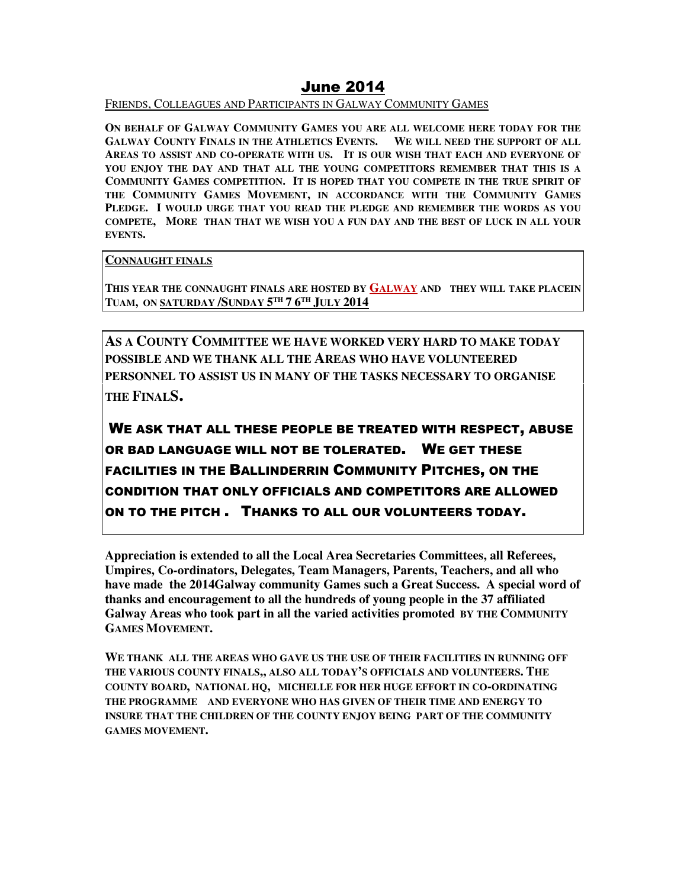# June 2014

FRIENDS, COLLEAGUES AND PARTICIPANTS IN GALWAY COMMUNITY GAMES

**ON BEHALF OF GALWAY COMMUNITY GAMES YOU ARE ALL WELCOME HERE TODAY FOR THE GALWAY COUNTY FINALS IN THE ATHLETICS EVENTS. WE WILL NEED THE SUPPORT OF ALL AREAS TO ASSIST AND CO-OPERATE WITH US. IT IS OUR WISH THAT EACH AND EVERYONE OF YOU ENJOY THE DAY AND THAT ALL THE YOUNG COMPETITORS REMEMBER THAT THIS IS A COMMUNITY GAMES COMPETITION. IT IS HOPED THAT YOU COMPETE IN THE TRUE SPIRIT OF THE COMMUNITY GAMES MOVEMENT, IN ACCORDANCE WITH THE COMMUNITY GAMES PLEDGE. I WOULD URGE THAT YOU READ THE PLEDGE AND REMEMBER THE WORDS AS YOU COMPETE, MORE THAN THAT WE WISH YOU A FUN DAY AND THE BEST OF LUCK IN ALL YOUR EVENTS.**

**CONNAUGHT FINALS**

**THIS YEAR THE CONNAUGHT FINALS ARE HOSTED BY GALWAY AND THEY WILL TAKE PLACEIN TUAM, ON SATURDAY /SUNDAY 5TH 7 6TH JULY 2014**

**AS A COUNTY COMMITTEE WE HAVE WORKED VERY HARD TO MAKE TODAY POSSIBLE AND WE THANK ALL THE AREAS WHO HAVE VOLUNTEERED PERSONNEL TO ASSIST US IN MANY OF THE TASKS NECESSARY TO ORGANISE THE FINALS.**

**WE ASK THAT ALL THESE PEOPLE BE TREATED WITH RESPECT, ABUSE OR BAD LANGUAGE WILL NOT BE TOLERATED. WE GET THESE FACILITIES IN THE BALLINDERRIN COMMUNITY PITCHES, ON THE CONDITION THAT ONLY OFFICIALS AND COMPETITORS ARE ALLOWED ON TO THE PITCH . THANKS TO ALL OUR VOLUNTEERS TODAY.**

**Appreciation is extended to all the Local Area Secretaries Committees, all Referees, Umpires, Co-ordinators, Delegates, Team Managers, Parents, Teachers, and all who have made the 2014Galway community Games such a Great Success. A special word of thanks and encouragement to all the hundreds of young people in the 37 affiliated Galway Areas who took part in all the varied activities promoted BY THE COMMUNITY GAMES MOVEMENT.**

**WE THANK ALL THE AREAS WHO GAVE US THE USE OF THEIR FACILITIES IN RUNNING OFF THE VARIOUS COUNTY FINALS,, ALSO ALL TODAY'S OFFICIALS AND VOLUNTEERS. THE COUNTY BOARD, NATIONAL HQ, MICHELLE FOR HER HUGE EFFORT IN CO-ORDINATING THE PROGRAMME AND EVERYONE WHO HAS GIVEN OF THEIR TIME AND ENERGY TO INSURE THAT THE CHILDREN OF THE COUNTY ENJOY BEING PART OF THE COMMUNITY GAMES MOVEMENT.**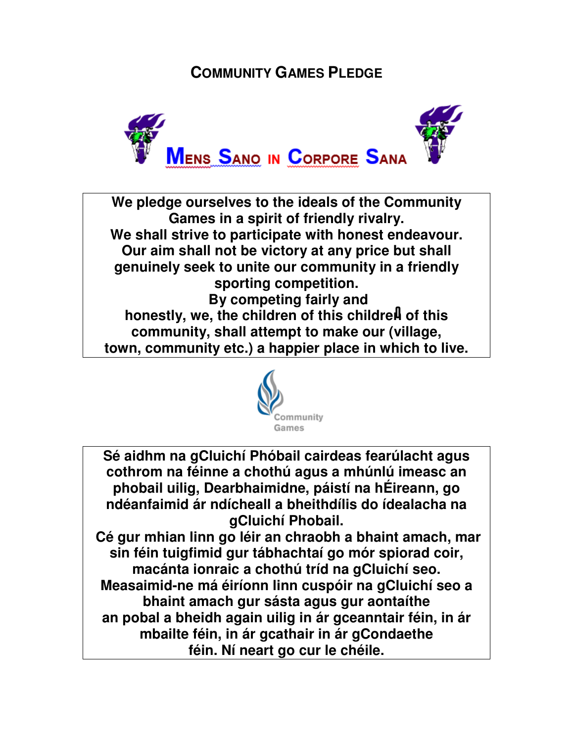# COMMUNITY GAMES PLEDGE

MENS SANO IN CORPORE SANA

We pledge ourselves to the ideals of the Community Games in a spirit of friendly rivalry.
We shall strive to participate with honest endeavour.
Our aim shall not be victory at any price but shall genuinely seek to unite our community in a friendly sporting competition.
By competing fairly and honestly, we, the children of this children of this community, shall attempt to make our (village, town, community etc.) a happier place in which to live.

Community Games

Sé aidhm na gCluichí Phóbail cairdeas fearúlacht agus cothrom na féinne a chothú agus a mhúnlú imeasc an phobail uilig, Dearbhaimidne, páistí na hÉireann, go ndéanfaimid ár ndícheall a bheithdílis do ídealacha na gCluichí Phobail.
Cé gur mhian linn go léir an chraobh a bhaint amach, mar sin féin tuigfimid gur tábhachtaí go mór spiorad coir, macánta ionraic a chothú tríd na gCluichí seo.
Measaimid-ne má éiríonn linn cuspóir na gCluichí seo a bhaint amach gur sásta agus gur aontaíthe an pobal a bheidh again uilig in ár gceanntair féin, in ár mbailte féin, in ár gcathair in ár gCondaethe féin. Ní neart go cur le chéile.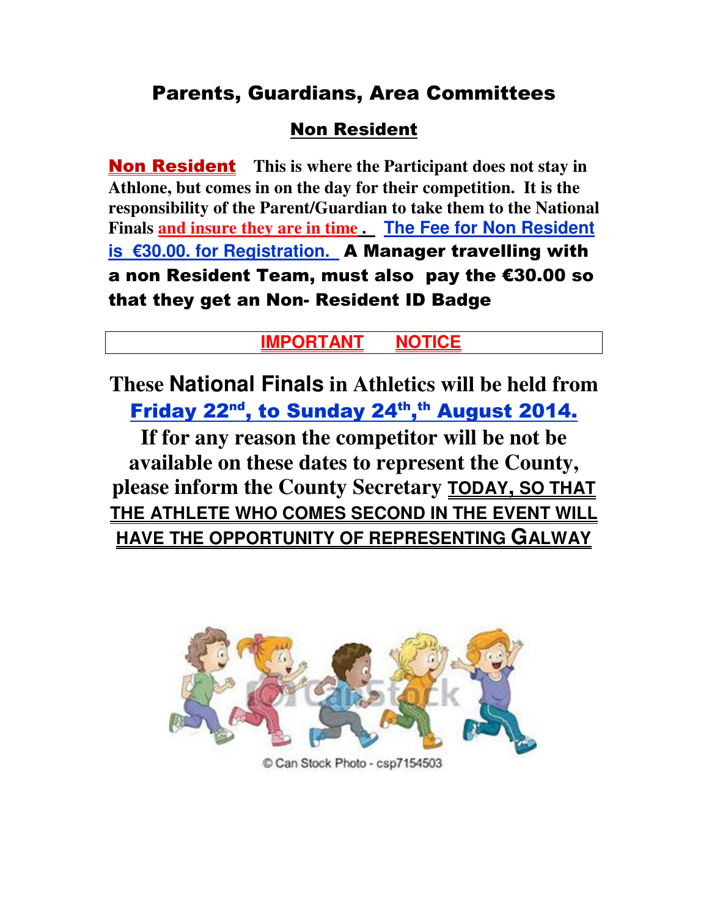# Parents, Guardians, Area Committees

## Non Resident

**Non Resident** **This is where the Participant does not stay in Athlone, but comes in on the day for their competition. It is the responsibility of the Parent/Guardian to take them to the National Finals and insure they are in time.** **The Fee for Non Resident is €30.00. for Registration.** **A Manager travelling with a non Resident Team, must also pay the €30.00 so that they get an Non- Resident ID Badge**

**IMPORTANT NOTICE**

**These National Finals in Athletics will be held from Friday 22nd, to Sunday 24th,th August 2014.**

**If for any reason the competitor will be not be available on these dates to represent the County, please inform the County Secretary TODAY, SO THAT THE ATHLETE WHO COMES SECOND IN THE EVENT WILL HAVE THE OPPORTUNITY OF REPRESENTING GALWAY**

© Can Stock Photo - csp7154503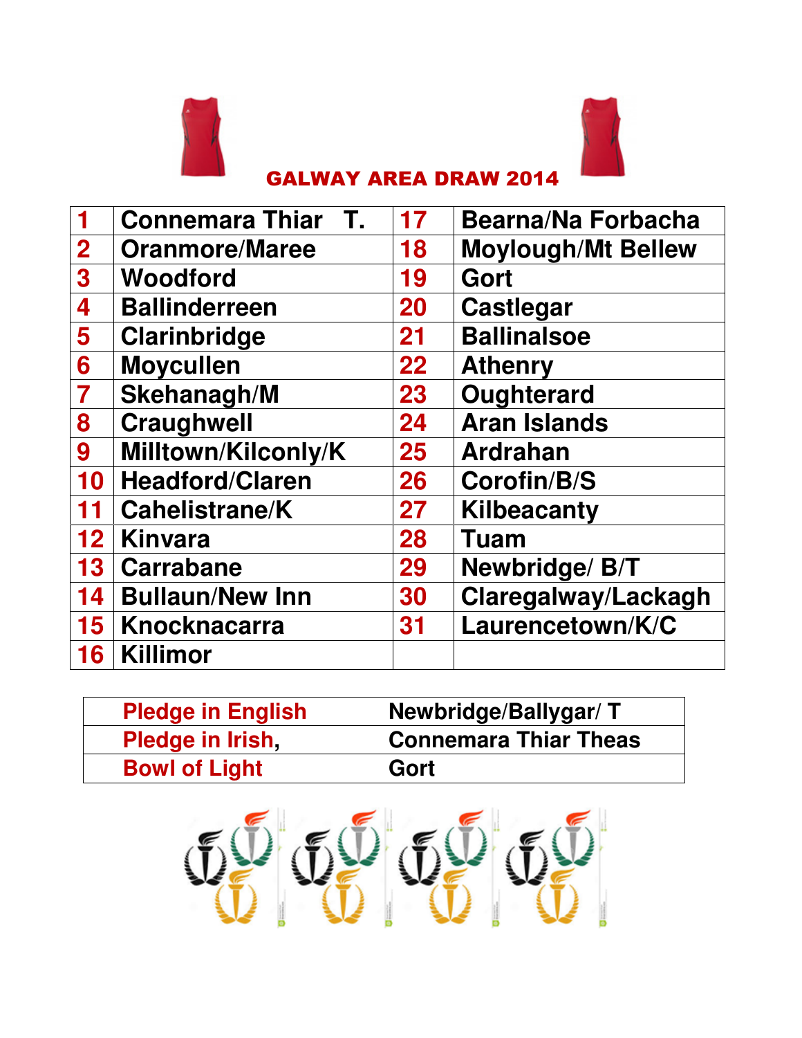# GALWAY AREA DRAW 2014

| | | | |
|---|---|---|---|
| 1 | Connemara Thiar T. | 17 | Bearna/Na Forbacha |
| 2 | Oranmore/Maree | 18 | Moylough/Mt Bellew |
| 3 | Woodford | 19 | Gort |
| 4 | Ballinderreen | 20 | Castlegar |
| 5 | Clarinbridge | 21 | Ballinalsoe |
| 6 | Moycullen | 22 | Athenry |
| 7 | Skehanagh/M | 23 | Oughterard |
| 8 | Craughwell | 24 | Aran Islands |
| 9 | Milltown/Kilconly/K | 25 | Ardrahan |
| 10 | Headford/Claren | 26 | Corofin/B/S |
| 11 | Cahelistrane/K | 27 | Kilbeacanty |
| 12 | Kinvara | 28 | Tuam |
| 13 | Carrabane | 29 | Newbridge/ B/T |
| 14 | Bullaun/New Inn | 30 | Claregalway/Lackagh |
| 15 | Knocknacarra | 31 | Laurencetown/K/C |
| 16 | Killimor | | |

| | |
|---|---|
| Pledge in English | Newbridge/Ballygar/ T |
| Pledge in Irish, | Connemara Thiar Theas |
| Bowl of Light | Gort |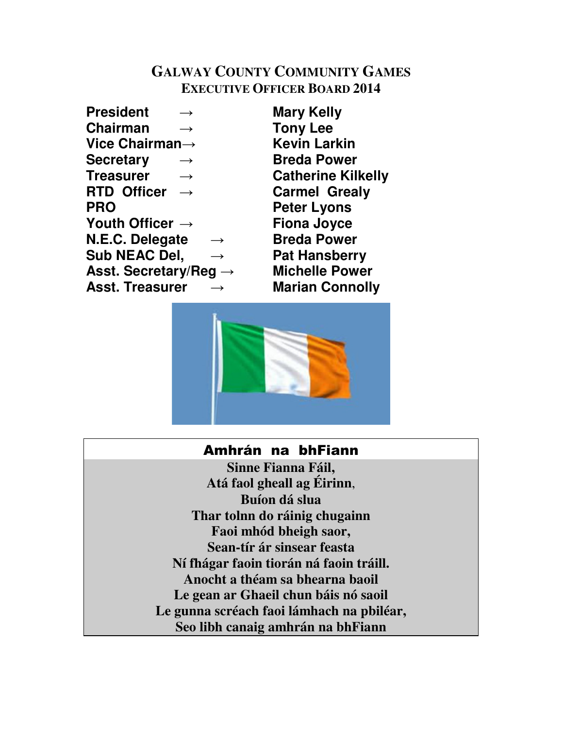# GALWAY COUNTY COMMUNITY GAMES
## EXECUTIVE OFFICER BOARD 2014

| | |
|---|---|
| **President →** | **Mary Kelly** |
| **Chairman →** | **Tony Lee** |
| **Vice Chairman→** | **Kevin Larkin** |
| **Secretary →** | **Breda Power** |
| **Treasurer →** | **Catherine Kilkelly** |
| **RTD Officer →** | **Carmel Grealy** |
| **PRO** | **Peter Lyons** |
| **Youth Officer →** | **Fiona Joyce** |
| **N.E.C. Delegate →** | **Breda Power** |
| **Sub NEAC Del, →** | **Pat Hansberry** |
| **Asst. Secretary/Reg →** | **Michelle Power** |
| **Asst. Treasurer →** | **Marian Connolly** |

## Amhrán na bhFiann

**Sinne Fianna Fáil,**
**Atá faol gheall ag Éirinn,**
**Buíon dá slua**
**Thar tolnn do ráinig chugainn**
**Faoi mhód bheigh saor,**
**Sean-tír ár sinsear feasta**
**Ní fhágar faoin tiorán ná faoin tráill.**
**Anocht a théam sa bhearna baoil**
**Le gean ar Ghaeil chun báis nó saoil**
**Le gunna scréach faoi lámhach na pbiléar,**
**Seo libh canaig amhrán na bhFiann**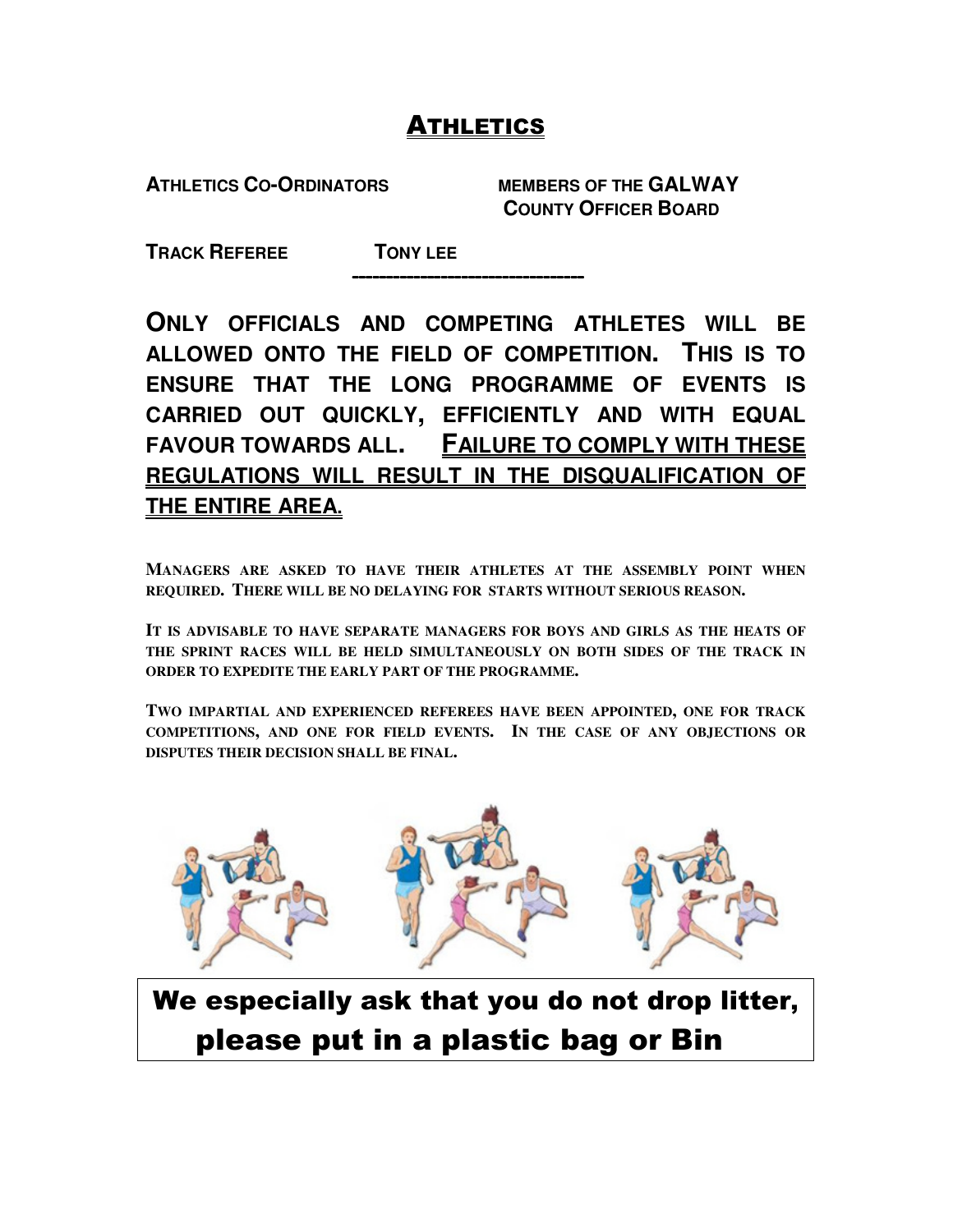# ATHLETICS

**ATHLETICS CO-ORDINATORS** MEMBERS OF THE **GALWAY COUNTY OFFICER BOARD**

**TRACK REFEREE** **TONY LEE**

---

**ONLY OFFICIALS AND COMPETING ATHLETES WILL BE ALLOWED ONTO THE FIELD OF COMPETITION. THIS IS TO ENSURE THAT THE LONG PROGRAMME OF EVENTS IS CARRIED OUT QUICKLY, EFFICIENTLY AND WITH EQUAL FAVOUR TOWARDS ALL. <u>FAILURE TO COMPLY WITH THESE REGULATIONS WILL RESULT IN THE DISQUALIFICATION OF THE ENTIRE AREA.</u>**

**MANAGERS ARE ASKED TO HAVE THEIR ATHLETES AT THE ASSEMBLY POINT WHEN REQUIRED. THERE WILL BE NO DELAYING FOR STARTS WITHOUT SERIOUS REASON.**

**IT IS ADVISABLE TO HAVE SEPARATE MANAGERS FOR BOYS AND GIRLS AS THE HEATS OF THE SPRINT RACES WILL BE HELD SIMULTANEOUSLY ON BOTH SIDES OF THE TRACK IN ORDER TO EXPEDITE THE EARLY PART OF THE PROGRAMME.**

**TWO IMPARTIAL AND EXPERIENCED REFEREES HAVE BEEN APPOINTED, ONE FOR TRACK COMPETITIONS, AND ONE FOR FIELD EVENTS. IN THE CASE OF ANY OBJECTIONS OR DISPUTES THEIR DECISION SHALL BE FINAL.**

**We especially ask that you do not drop litter, please put in a plastic bag or Bin**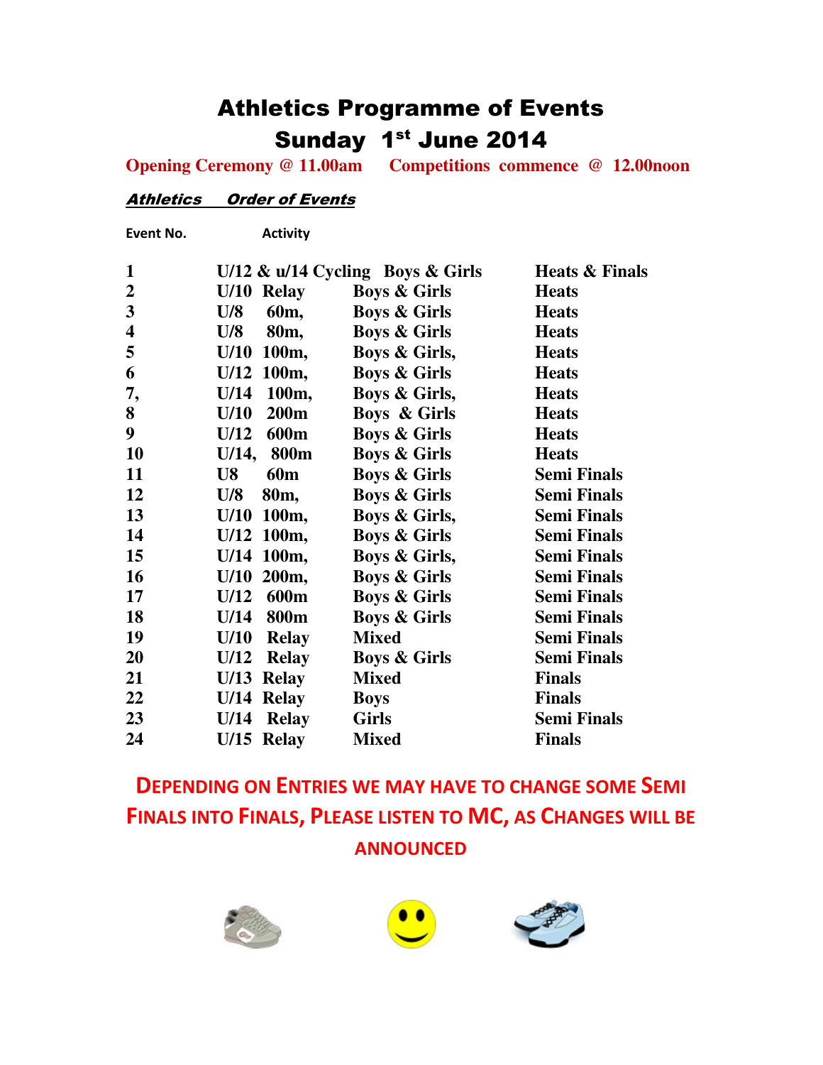# Athletics Programme of Events

## Sunday 1st June 2014

**Opening Ceremony @ 11.00am    Competitions commence @ 12.00noon**

***Athletics Order of Events***

| Event No. | Activity | | |
|---|---|---|---|
| 1 | U/12 & u/14 Cycling | Boys & Girls | Heats & Finals |
| 2 | U/10 Relay | Boys & Girls | Heats |
| 3 | U/8 60m, | Boys & Girls | Heats |
| 4 | U/8 80m, | Boys & Girls | Heats |
| 5 | U/10 100m, | Boys & Girls, | Heats |
| 6 | U/12 100m, | Boys & Girls | Heats |
| 7, | U/14 100m, | Boys & Girls, | Heats |
| 8 | U/10 200m | Boys & Girls | Heats |
| 9 | U/12 600m | Boys & Girls | Heats |
| 10 | U/14, 800m | Boys & Girls | Heats |
| 11 | U8 60m | Boys & Girls | Semi Finals |
| 12 | U/8 80m, | Boys & Girls | Semi Finals |
| 13 | U/10 100m, | Boys & Girls, | Semi Finals |
| 14 | U/12 100m, | Boys & Girls | Semi Finals |
| 15 | U/14 100m, | Boys & Girls, | Semi Finals |
| 16 | U/10 200m, | Boys & Girls | Semi Finals |
| 17 | U/12 600m | Boys & Girls | Semi Finals |
| 18 | U/14 800m | Boys & Girls | Semi Finals |
| 19 | U/10 Relay | Mixed | Semi Finals |
| 20 | U/12 Relay | Boys & Girls | Semi Finals |
| 21 | U/13 Relay | Mixed | Finals |
| 22 | U/14 Relay | Boys | Finals |
| 23 | U/14 Relay | Girls | Semi Finals |
| 24 | U/15 Relay | Mixed | Finals |

**DEPENDING ON ENTRIES WE MAY HAVE TO CHANGE SOME SEMI FINALS INTO FINALS, PLEASE LISTEN TO MC, AS CHANGES WILL BE ANNOUNCED**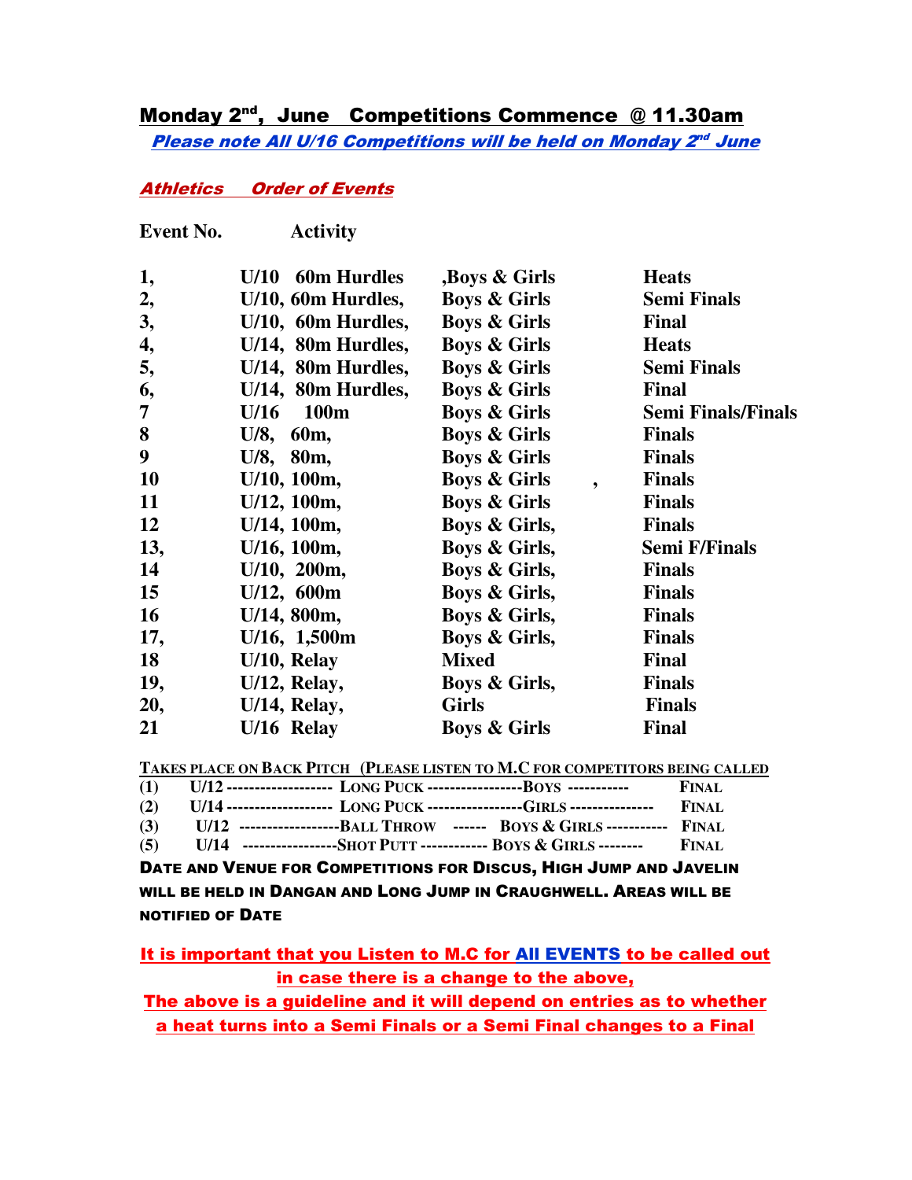## Monday 2nd, June Competitions Commence @ 11.30am

***Please note All U/16 Competitions will be held on Monday 2nd June***

***Athletics Order of Events***

| Event No. | Activity | | |
|---|---|---|---|
| 1, | U/10 60m Hurdles | ,Boys & Girls | Heats |
| 2, | U/10, 60m Hurdles, | Boys & Girls | Semi Finals |
| 3, | U/10, 60m Hurdles, | Boys & Girls | Final |
| 4, | U/14, 80m Hurdles, | Boys & Girls | Heats |
| 5, | U/14, 80m Hurdles, | Boys & Girls | Semi Finals |
| 6, | U/14, 80m Hurdles, | Boys & Girls | Final |
| 7 | U/16 100m | Boys & Girls | Semi Finals/Finals |
| 8 | U/8, 60m, | Boys & Girls | Finals |
| 9 | U/8, 80m, | Boys & Girls | Finals |
| 10 | U/10, 100m, | Boys & Girls , | Finals |
| 11 | U/12, 100m, | Boys & Girls | Finals |
| 12 | U/14, 100m, | Boys & Girls, | Finals |
| 13, | U/16, 100m, | Boys & Girls, | Semi F/Finals |
| 14 | U/10, 200m, | Boys & Girls, | Finals |
| 15 | U/12, 600m | Boys & Girls, | Finals |
| 16 | U/14, 800m, | Boys & Girls, | Finals |
| 17, | U/16, 1,500m | Boys & Girls, | Finals |
| 18 | U/10, Relay | Mixed | Final |
| 19, | U/12, Relay, | Boys & Girls, | Finals |
| 20, | U/14, Relay, | Girls | Finals |
| 21 | U/16 Relay | Boys & Girls | Final |

**TAKES PLACE ON BACK PITCH (PLEASE LISTEN TO M.C FOR COMPETITORS BEING CALLED**

(1) U/12 ------------------ LONG PUCK ----------------BOYS ---------- FINAL
(2) U/14 ------------------ LONG PUCK ----------------GIRLS -------------- FINAL
(3) U/12 -----------------BALL THROW ------ BOYS & GIRLS ---------- FINAL
(5) U/14 ----------------SHOT PUTT ----------- BOYS & GIRLS -------- FINAL

**DATE AND VENUE FOR COMPETITIONS FOR DISCUS, HIGH JUMP AND JAVELIN WILL BE HELD IN DANGAN AND LONG JUMP IN CRAUGHWELL. AREAS WILL BE NOTIFIED OF DATE**

**It is important that you Listen to M.C for All EVENTS to be called out in case there is a change to the above,**

**The above is a guideline and it will depend on entries as to whether a heat turns into a Semi Finals or a Semi Final changes to a Final**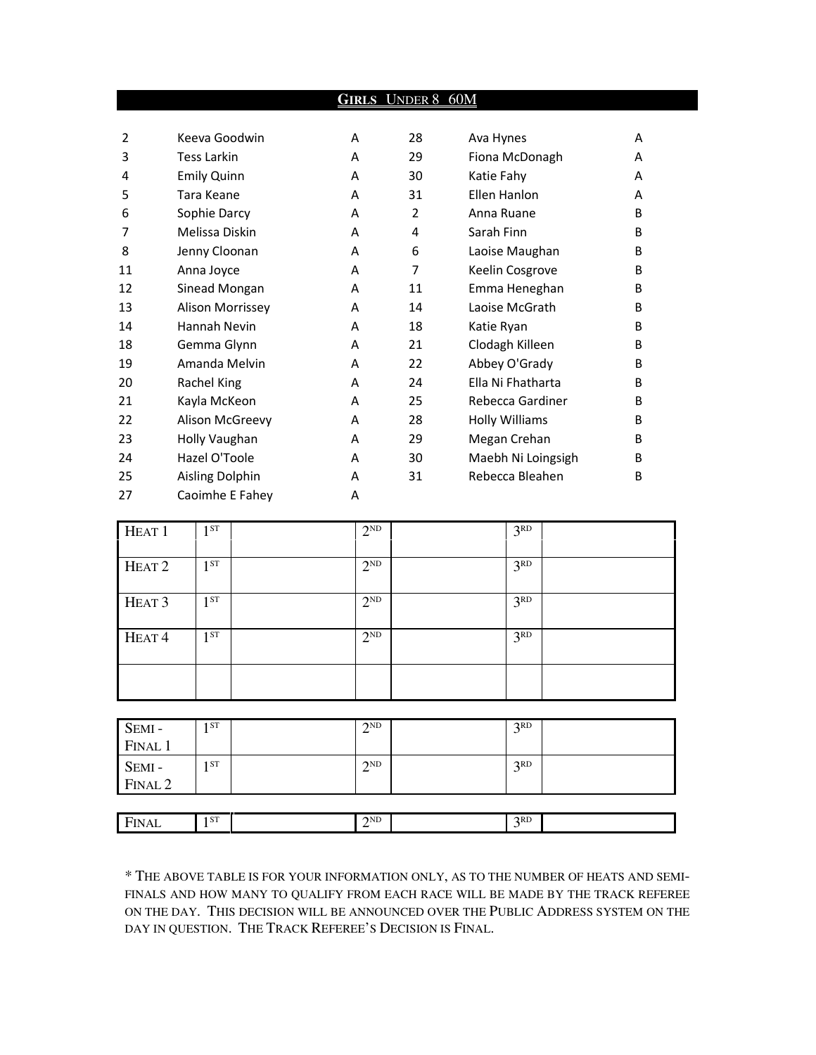## GIRLS UNDER 8 60M

| | | | | | |
|---|---|---|---|---|---|
| 2 | Keeva Goodwin | A | 28 | Ava Hynes | A |
| 3 | Tess Larkin | A | 29 | Fiona McDonagh | A |
| 4 | Emily Quinn | A | 30 | Katie Fahy | A |
| 5 | Tara Keane | A | 31 | Ellen Hanlon | A |
| 6 | Sophie Darcy | A | 2 | Anna Ruane | B |
| 7 | Melissa Diskin | A | 4 | Sarah Finn | B |
| 8 | Jenny Cloonan | A | 6 | Laoise Maughan | B |
| 11 | Anna Joyce | A | 7 | Keelin Cosgrove | B |
| 12 | Sinead Mongan | A | 11 | Emma Heneghan | B |
| 13 | Alison Morrissey | A | 14 | Laoise McGrath | B |
| 14 | Hannah Nevin | A | 18 | Katie Ryan | B |
| 18 | Gemma Glynn | A | 21 | Clodagh Killeen | B |
| 19 | Amanda Melvin | A | 22 | Abbey O'Grady | B |
| 20 | Rachel King | A | 24 | Ella Ni Fhatharta | B |
| 21 | Kayla McKeon | A | 25 | Rebecca Gardiner | B |
| 22 | Alison McGreevy | A | 28 | Holly Williams | B |
| 23 | Holly Vaughan | A | 29 | Megan Crehan | B |
| 24 | Hazel O'Toole | A | 30 | Maebh Ni Loingsigh | B |
| 25 | Aisling Dolphin | A | 31 | Rebecca Bleahen | B |
| 27 | Caoimhe E Fahey | A | | | |

| HEAT 1 | 1ST | | 2ND | | 3RD | |
|---|---|---|---|---|---|---|
| HEAT 2 | 1ST | | 2ND | | 3RD | |
| HEAT 3 | 1ST | | 2ND | | 3RD | |
| HEAT 4 | 1ST | | 2ND | | 3RD | |
| | | | | | | |

| SEMI - FINAL 1 | 1ST | | 2ND | | 3RD | |
|---|---|---|---|---|---|---|
| SEMI - FINAL 2 | 1ST | | 2ND | | 3RD | |

| FINAL | 1ST | | 2ND | | 3RD | |
|---|---|---|---|---|---|---|

* THE ABOVE TABLE IS FOR YOUR INFORMATION ONLY, AS TO THE NUMBER OF HEATS AND SEMI-FINALS AND HOW MANY TO QUALIFY FROM EACH RACE WILL BE MADE BY THE TRACK REFEREE ON THE DAY. THIS DECISION WILL BE ANNOUNCED OVER THE PUBLIC ADDRESS SYSTEM ON THE DAY IN QUESTION. THE TRACK REFEREE'S DECISION IS FINAL.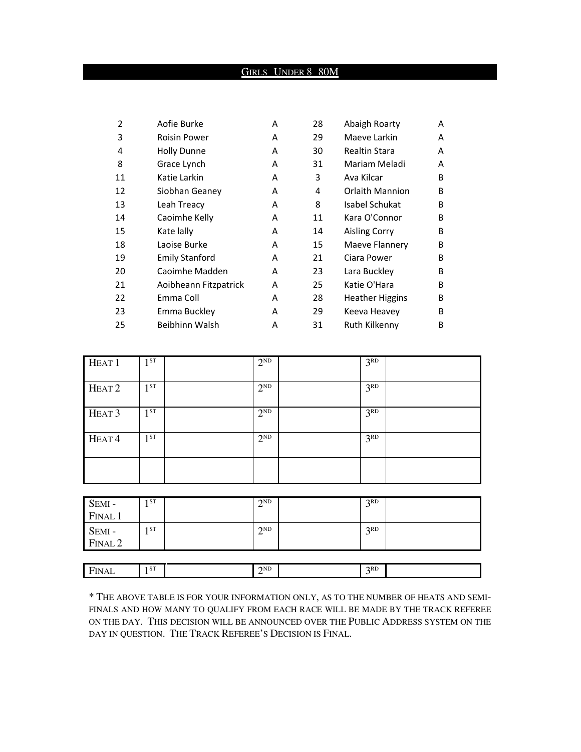## GIRLS UNDER 8 80M

| | | | | | |
|---|---|---|---|---|---|
| 2 | Aofie Burke | A | 28 | Abaigh Roarty | A |
| 3 | Roisin Power | A | 29 | Maeve Larkin | A |
| 4 | Holly Dunne | A | 30 | Realtin Stara | A |
| 8 | Grace Lynch | A | 31 | Mariam Meladi | A |
| 11 | Katie Larkin | A | 3 | Ava Kilcar | B |
| 12 | Siobhan Geaney | A | 4 | Orlaith Mannion | B |
| 13 | Leah Treacy | A | 8 | Isabel Schukat | B |
| 14 | Caoimhe Kelly | A | 11 | Kara O'Connor | B |
| 15 | Kate lally | A | 14 | Aisling Corry | B |
| 18 | Laoise Burke | A | 15 | Maeve Flannery | B |
| 19 | Emily Stanford | A | 21 | Ciara Power | B |
| 20 | Caoimhe Madden | A | 23 | Lara Buckley | B |
| 21 | Aoibheann Fitzpatrick | A | 25 | Katie O'Hara | B |
| 22 | Emma Coll | A | 28 | Heather Higgins | B |
| 23 | Emma Buckley | A | 29 | Keeva Heavey | B |
| 25 | Beibhinn Walsh | A | 31 | Ruth Kilkenny | B |

| | | | | | | |
|---|---|---|---|---|---|---|
| HEAT 1 | 1ST | | 2ND | | 3RD | |
| HEAT 2 | 1ST | | 2ND | | 3RD | |
| HEAT 3 | 1ST | | 2ND | | 3RD | |
| HEAT 4 | 1ST | | 2ND | | 3RD | |
| | | | | | | |

| | | | | | | |
|---|---|---|---|---|---|---|
| SEMI - FINAL 1 | 1ST | | 2ND | | 3RD | |
| SEMI - FINAL 2 | 1ST | | 2ND | | 3RD | |

| | | | | | | |
|---|---|---|---|---|---|---|
| FINAL | 1ST | | 2ND | | 3RD | |

* THE ABOVE TABLE IS FOR YOUR INFORMATION ONLY, AS TO THE NUMBER OF HEATS AND SEMI-FINALS AND HOW MANY TO QUALIFY FROM EACH RACE WILL BE MADE BY THE TRACK REFEREE ON THE DAY. THIS DECISION WILL BE ANNOUNCED OVER THE PUBLIC ADDRESS SYSTEM ON THE DAY IN QUESTION. THE TRACK REFEREE'S DECISION IS FINAL.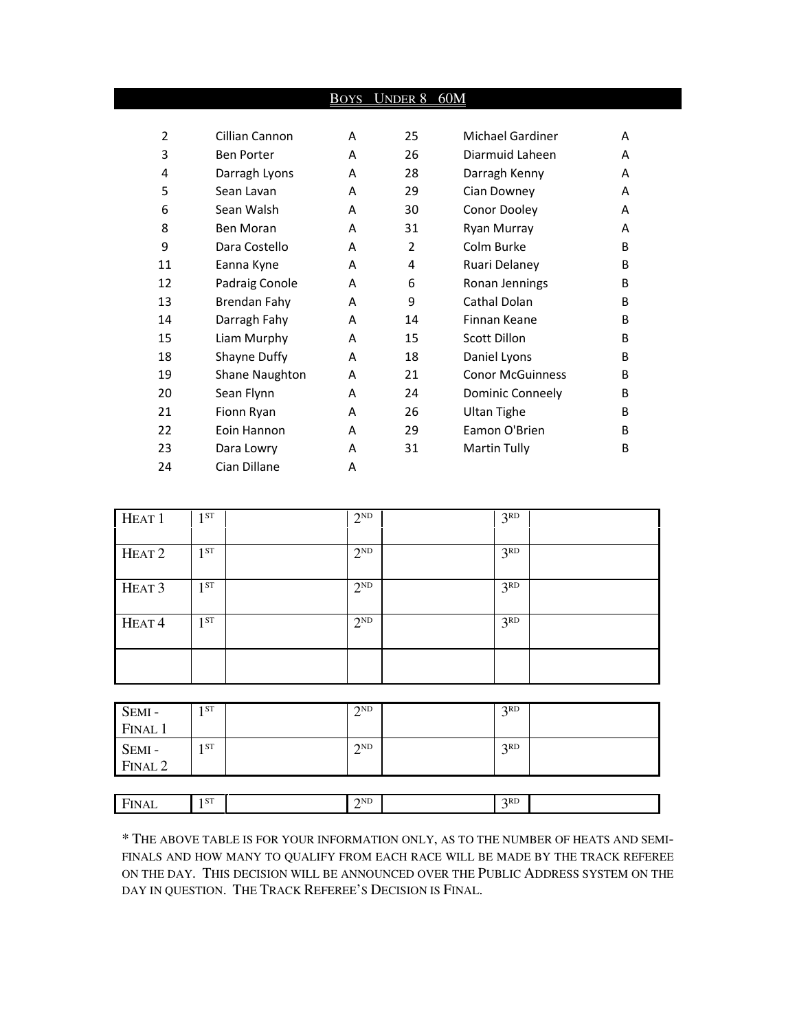## BOYS UNDER 8 60M

| | | | | | |
|---|---|---|---|---|---|
| 2 | Cillian Cannon | A | 25 | Michael Gardiner | A |
| 3 | Ben Porter | A | 26 | Diarmuid Laheen | A |
| 4 | Darragh Lyons | A | 28 | Darragh Kenny | A |
| 5 | Sean Lavan | A | 29 | Cian Downey | A |
| 6 | Sean Walsh | A | 30 | Conor Dooley | A |
| 8 | Ben Moran | A | 31 | Ryan Murray | A |
| 9 | Dara Costello | A | 2 | Colm Burke | B |
| 11 | Eanna Kyne | A | 4 | Ruari Delaney | B |
| 12 | Padraig Conole | A | 6 | Ronan Jennings | B |
| 13 | Brendan Fahy | A | 9 | Cathal Dolan | B |
| 14 | Darragh Fahy | A | 14 | Finnan Keane | B |
| 15 | Liam Murphy | A | 15 | Scott Dillon | B |
| 18 | Shayne Duffy | A | 18 | Daniel Lyons | B |
| 19 | Shane Naughton | A | 21 | Conor McGuinness | B |
| 20 | Sean Flynn | A | 24 | Dominic Conneely | B |
| 21 | Fionn Ryan | A | 26 | Ultan Tighe | B |
| 22 | Eoin Hannon | A | 29 | Eamon O'Brien | B |
| 23 | Dara Lowry | A | 31 | Martin Tully | B |
| 24 | Cian Dillane | A | | | |

| | | | | | | |
|---|---|---|---|---|---|---|
| HEAT 1 | 1ST | | 2ND | | 3RD | |
| HEAT 2 | 1ST | | 2ND | | 3RD | |
| HEAT 3 | 1ST | | 2ND | | 3RD | |
| HEAT 4 | 1ST | | 2ND | | 3RD | |
| | | | | | | |

| | | | | | | |
|---|---|---|---|---|---|---|
| SEMI - FINAL 1 | 1ST | | 2ND | | 3RD | |
| SEMI - FINAL 2 | 1ST | | 2ND | | 3RD | |

| | | | | | | |
|---|---|---|---|---|---|---|
| FINAL | 1ST | | 2ND | | 3RD | |

* THE ABOVE TABLE IS FOR YOUR INFORMATION ONLY, AS TO THE NUMBER OF HEATS AND SEMI-FINALS AND HOW MANY TO QUALIFY FROM EACH RACE WILL BE MADE BY THE TRACK REFEREE ON THE DAY. THIS DECISION WILL BE ANNOUNCED OVER THE PUBLIC ADDRESS SYSTEM ON THE DAY IN QUESTION. THE TRACK REFEREE'S DECISION IS FINAL.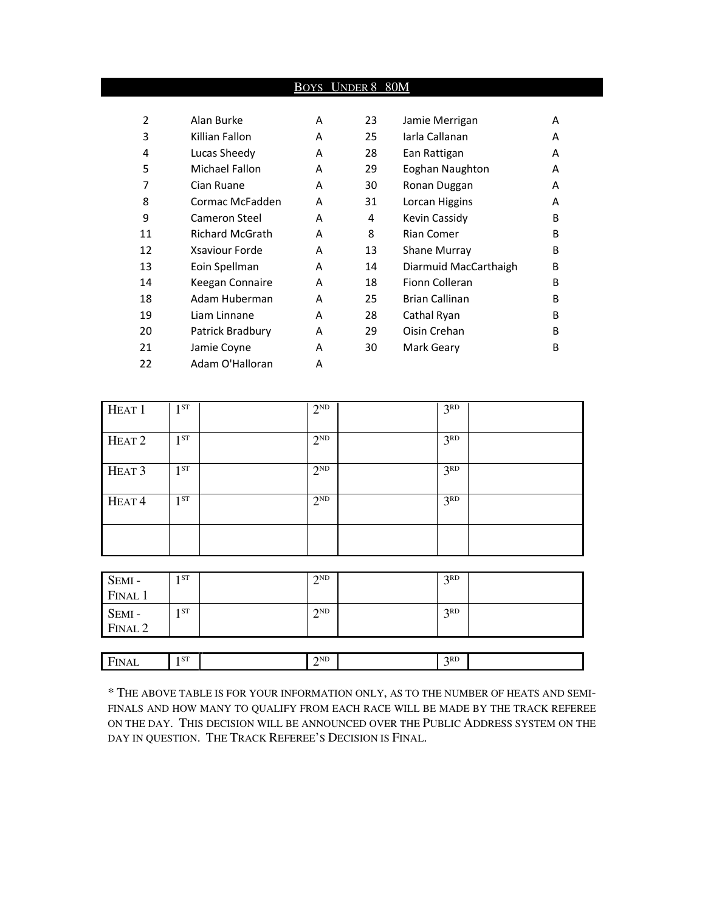## Boys Under 8 80M

| | | | | | |
|---|---|---|---|---|---|
| 2 | Alan Burke | A | 23 | Jamie Merrigan | A |
| 3 | Killian Fallon | A | 25 | Iarla Callanan | A |
| 4 | Lucas Sheedy | A | 28 | Ean Rattigan | A |
| 5 | Michael Fallon | A | 29 | Eoghan Naughton | A |
| 7 | Cian Ruane | A | 30 | Ronan Duggan | A |
| 8 | Cormac McFadden | A | 31 | Lorcan Higgins | A |
| 9 | Cameron Steel | A | 4 | Kevin Cassidy | B |
| 11 | Richard McGrath | A | 8 | Rian Comer | B |
| 12 | Xsaviour Forde | A | 13 | Shane Murray | B |
| 13 | Eoin Spellman | A | 14 | Diarmuid MacCarthaigh | B |
| 14 | Keegan Connaire | A | 18 | Fionn Colleran | B |
| 18 | Adam Huberman | A | 25 | Brian Callinan | B |
| 19 | Liam Linnane | A | 28 | Cathal Ryan | B |
| 20 | Patrick Bradbury | A | 29 | Oisin Crehan | B |
| 21 | Jamie Coyne | A | 30 | Mark Geary | B |
| 22 | Adam O'Halloran | A | | | |

| | | | | | | |
|---|---|---|---|---|---|---|
| Heat 1 | 1st | | 2nd | | 3rd | |
| Heat 2 | 1st | | 2nd | | 3rd | |
| Heat 3 | 1st | | 2nd | | 3rd | |
| Heat 4 | 1st | | 2nd | | 3rd | |
| | | | | | | |

| | | | | | | |
|---|---|---|---|---|---|---|
| Semi - Final 1 | 1st | | 2nd | | 3rd | |
| Semi - Final 2 | 1st | | 2nd | | 3rd | |

| | | | | | | |
|---|---|---|---|---|---|---|
| Final | 1st | | 2nd | | 3rd | |

* The above table is for your information only, as to the number of heats and semi-finals and how many to qualify from each race will be made by the track referee on the day. This decision will be announced over the Public Address system on the day in question. The Track Referee's Decision is Final.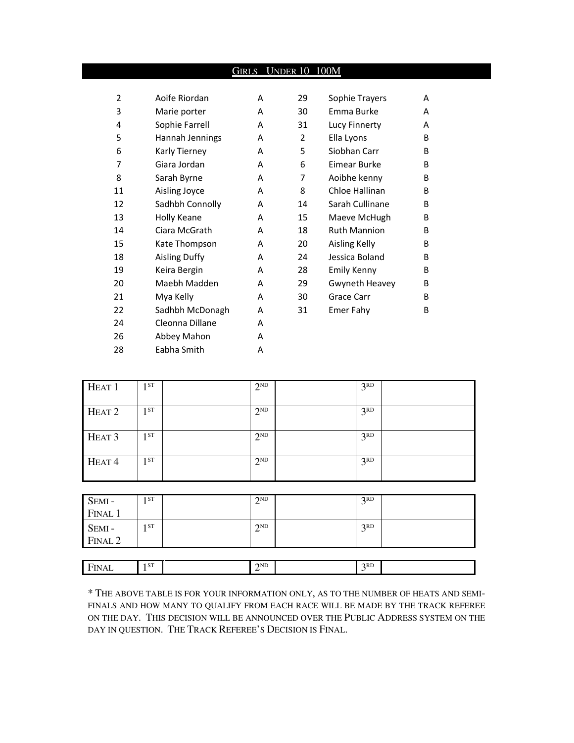## GIRLS UNDER 10 100M

| | | | | | |
|---|---|---|---|---|---|
| 2 | Aoife Riordan | A | 29 | Sophie Trayers | A |
| 3 | Marie porter | A | 30 | Emma Burke | A |
| 4 | Sophie Farrell | A | 31 | Lucy Finnerty | A |
| 5 | Hannah Jennings | A | 2 | Ella Lyons | B |
| 6 | Karly Tierney | A | 5 | Siobhan Carr | B |
| 7 | Giara Jordan | A | 6 | Eimear Burke | B |
| 8 | Sarah Byrne | A | 7 | Aoibhe kenny | B |
| 11 | Aisling Joyce | A | 8 | Chloe Hallinan | B |
| 12 | Sadhbh Connolly | A | 14 | Sarah Cullinane | B |
| 13 | Holly Keane | A | 15 | Maeve McHugh | B |
| 14 | Ciara McGrath | A | 18 | Ruth Mannion | B |
| 15 | Kate Thompson | A | 20 | Aisling Kelly | B |
| 18 | Aisling Duffy | A | 24 | Jessica Boland | B |
| 19 | Keira Bergin | A | 28 | Emily Kenny | B |
| 20 | Maebh Madden | A | 29 | Gwyneth Heavey | B |
| 21 | Mya Kelly | A | 30 | Grace Carr | B |
| 22 | Sadhbh McDonagh | A | 31 | Emer Fahy | B |
| 24 | Cleonna Dillane | A | | | |
| 26 | Abbey Mahon | A | | | |
| 28 | Eabha Smith | A | | | |

| | | | | | | |
|---|---|---|---|---|---|---|
| HEAT 1 | 1ST | | 2ND | | 3RD | |
| HEAT 2 | 1ST | | 2ND | | 3RD | |
| HEAT 3 | 1ST | | 2ND | | 3RD | |
| HEAT 4 | 1ST | | 2ND | | 3RD | |

| | | | | | | |
|---|---|---|---|---|---|---|
| SEMI - FINAL 1 | 1ST | | 2ND | | 3RD | |
| SEMI - FINAL 2 | 1ST | | 2ND | | 3RD | |

| | | | | | | |
|---|---|---|---|---|---|---|
| FINAL | 1ST | | 2ND | | 3RD | |

* THE ABOVE TABLE IS FOR YOUR INFORMATION ONLY, AS TO THE NUMBER OF HEATS AND SEMI-FINALS AND HOW MANY TO QUALIFY FROM EACH RACE WILL BE MADE BY THE TRACK REFEREE ON THE DAY. THIS DECISION WILL BE ANNOUNCED OVER THE PUBLIC ADDRESS SYSTEM ON THE DAY IN QUESTION. THE TRACK REFEREE'S DECISION IS FINAL.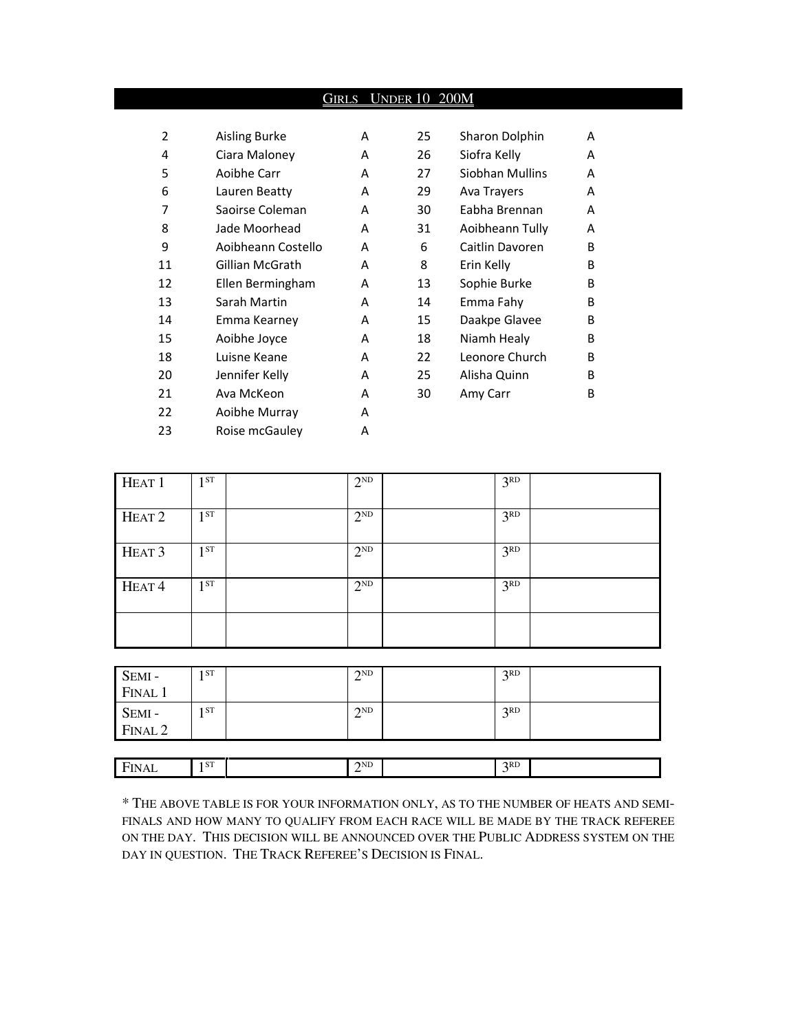## GIRLS UNDER 10 200M

| | | | | | |
|---|---|---|---|---|---|
| 2 | Aisling Burke | A | 25 | Sharon Dolphin | A |
| 4 | Ciara Maloney | A | 26 | Siofra Kelly | A |
| 5 | Aoibhe Carr | A | 27 | Siobhan Mullins | A |
| 6 | Lauren Beatty | A | 29 | Ava Trayers | A |
| 7 | Saoirse Coleman | A | 30 | Eabha Brennan | A |
| 8 | Jade Moorhead | A | 31 | Aoibheann Tully | A |
| 9 | Aoibheann Costello | A | 6 | Caitlin Davoren | B |
| 11 | Gillian McGrath | A | 8 | Erin Kelly | B |
| 12 | Ellen Bermingham | A | 13 | Sophie Burke | B |
| 13 | Sarah Martin | A | 14 | Emma Fahy | B |
| 14 | Emma Kearney | A | 15 | Daakpe Glavee | B |
| 15 | Aoibhe Joyce | A | 18 | Niamh Healy | B |
| 18 | Luisne Keane | A | 22 | Leonore Church | B |
| 20 | Jennifer Kelly | A | 25 | Alisha Quinn | B |
| 21 | Ava McKeon | A | 30 | Amy Carr | B |
| 22 | Aoibhe Murray | A | | | |
| 23 | Roise mcGauley | A | | | |

| | | | | | | |
|---|---|---|---|---|---|---|
| HEAT 1 | 1ST | | 2ND | | 3RD | |
| HEAT 2 | 1ST | | 2ND | | 3RD | |
| HEAT 3 | 1ST | | 2ND | | 3RD | |
| HEAT 4 | 1ST | | 2ND | | 3RD | |
| | | | | | | |

| | | | | | | |
|---|---|---|---|---|---|---|
| SEMI - FINAL 1 | 1ST | | 2ND | | 3RD | |
| SEMI - FINAL 2 | 1ST | | 2ND | | 3RD | |

| | | | | | | |
|---|---|---|---|---|---|---|
| FINAL | 1ST | | 2ND | | 3RD | |

* THE ABOVE TABLE IS FOR YOUR INFORMATION ONLY, AS TO THE NUMBER OF HEATS AND SEMI-FINALS AND HOW MANY TO QUALIFY FROM EACH RACE WILL BE MADE BY THE TRACK REFEREE ON THE DAY. THIS DECISION WILL BE ANNOUNCED OVER THE PUBLIC ADDRESS SYSTEM ON THE DAY IN QUESTION. THE TRACK REFEREE'S DECISION IS FINAL.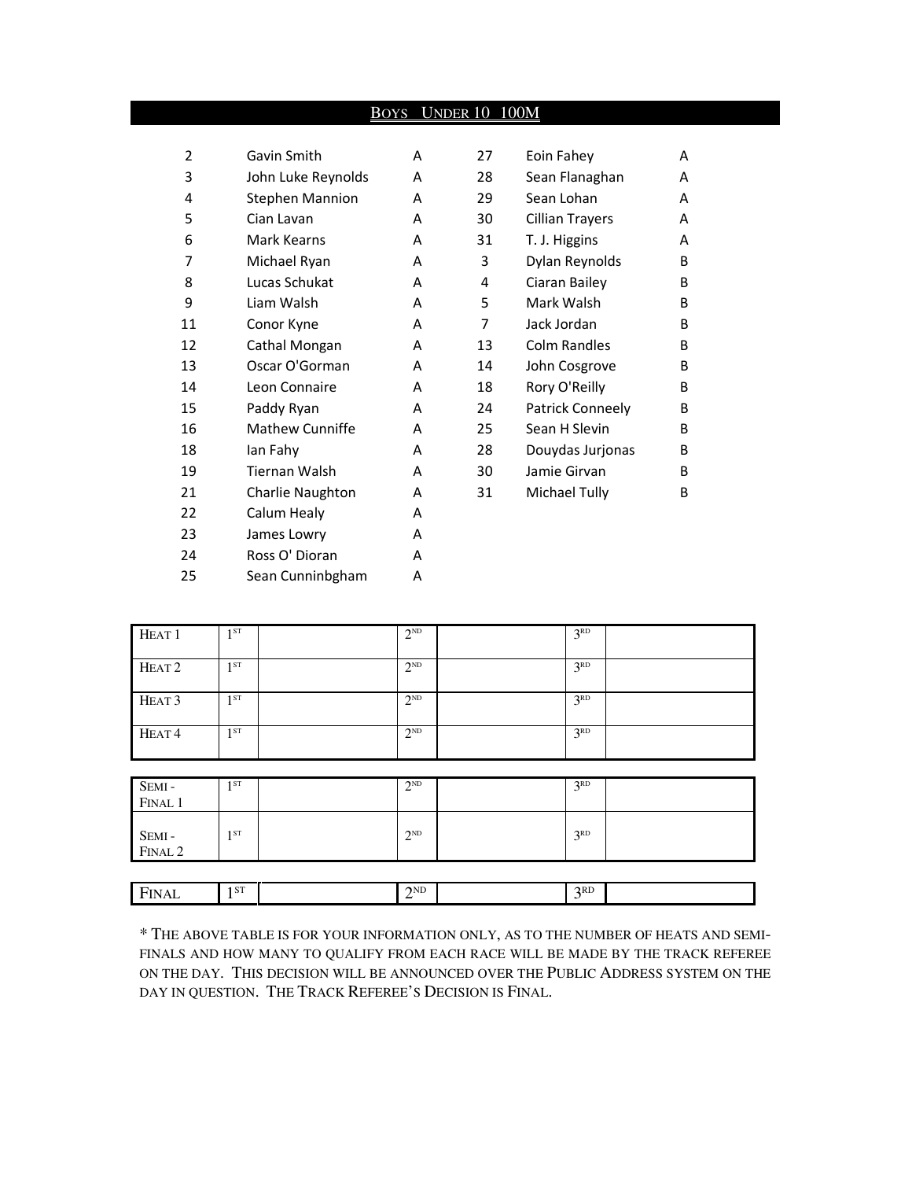## Boys Under 10 100M

| | | | | | |
|---|---|---|---|---|---|
| 2 | Gavin Smith | A | 27 | Eoin Fahey | A |
| 3 | John Luke Reynolds | A | 28 | Sean Flanaghan | A |
| 4 | Stephen Mannion | A | 29 | Sean Lohan | A |
| 5 | Cian Lavan | A | 30 | Cillian Trayers | A |
| 6 | Mark Kearns | A | 31 | T. J. Higgins | A |
| 7 | Michael Ryan | A | 3 | Dylan Reynolds | B |
| 8 | Lucas Schukat | A | 4 | Ciaran Bailey | B |
| 9 | Liam Walsh | A | 5 | Mark Walsh | B |
| 11 | Conor Kyne | A | 7 | Jack Jordan | B |
| 12 | Cathal Mongan | A | 13 | Colm Randles | B |
| 13 | Oscar O'Gorman | A | 14 | John Cosgrove | B |
| 14 | Leon Connaire | A | 18 | Rory O'Reilly | B |
| 15 | Paddy Ryan | A | 24 | Patrick Conneely | B |
| 16 | Mathew Cunniffe | A | 25 | Sean H Slevin | B |
| 18 | Ian Fahy | A | 28 | Douydas Jurjonas | B |
| 19 | Tiernan Walsh | A | 30 | Jamie Girvan | B |
| 21 | Charlie Naughton | A | 31 | Michael Tully | B |
| 22 | Calum Healy | A | | | |
| 23 | James Lowry | A | | | |
| 24 | Ross O' Dioran | A | | | |
| 25 | Sean Cunninbgham | A | | | |

| | | | | | | |
|---|---|---|---|---|---|---|
| Heat 1 | 1st | | 2nd | | 3rd | |
| Heat 2 | 1st | | 2nd | | 3rd | |
| Heat 3 | 1st | | 2nd | | 3rd | |
| Heat 4 | 1st | | 2nd | | 3rd | |

| | | | | | | |
|---|---|---|---|---|---|---|
| Semi - Final 1 | 1st | | 2nd | | 3rd | |
| Semi - Final 2 | 1st | | 2nd | | 3rd | |

| | | | | | | |
|---|---|---|---|---|---|---|
| Final | 1st | | 2nd | | 3rd | |

* The above table is for your information only, as to the number of heats and semi-finals and how many to qualify from each race will be made by the track referee on the day. This decision will be announced over the Public Address system on the day in question. The Track Referee's Decision is Final.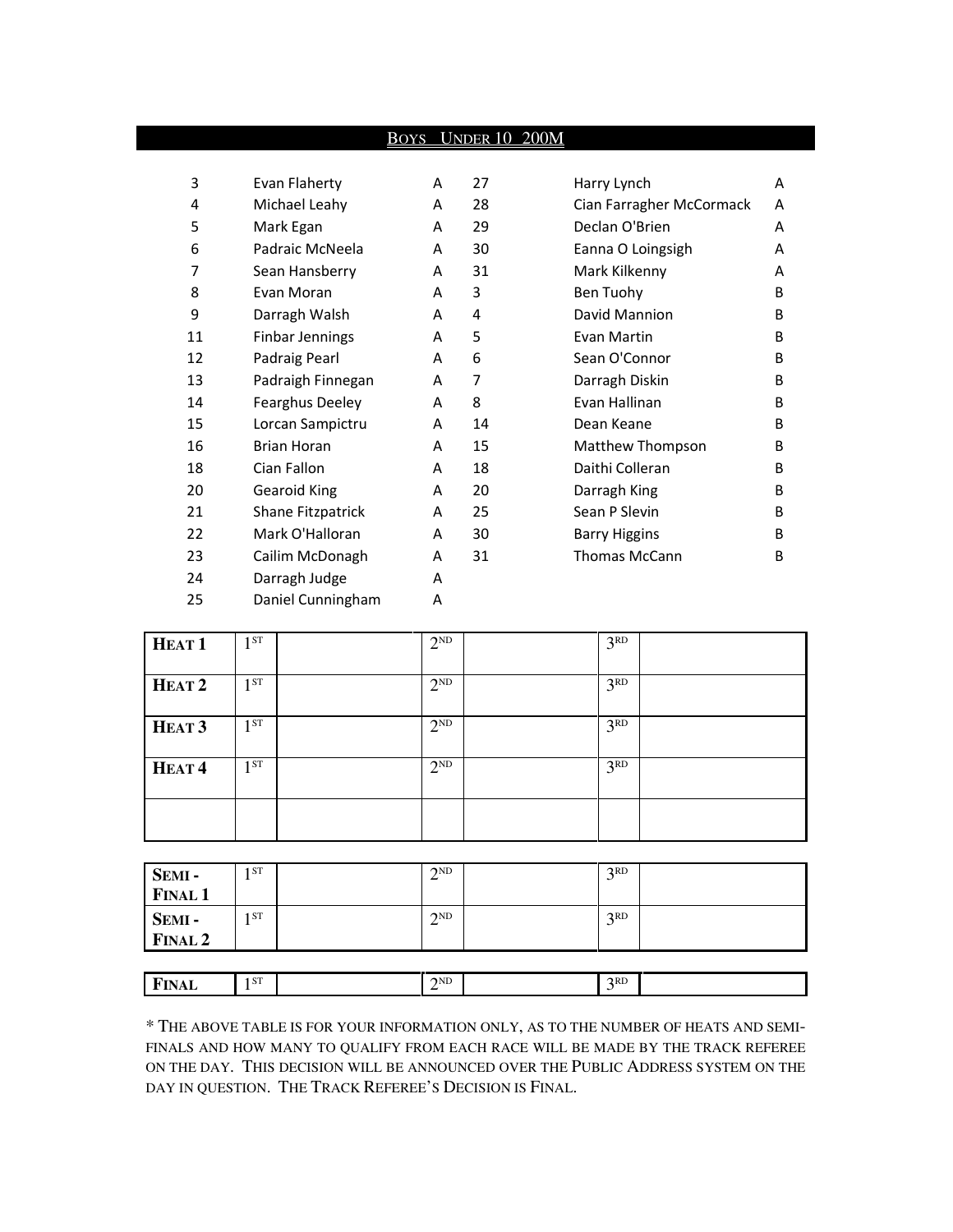## BOYS UNDER 10 200M

| | | | | | |
|---|---|---|---|---|---|
| 3 | Evan Flaherty | A | 27 | Harry Lynch | A |
| 4 | Michael Leahy | A | 28 | Cian Farragher McCormack | A |
| 5 | Mark Egan | A | 29 | Declan O'Brien | A |
| 6 | Padraic McNeela | A | 30 | Eanna O Loingsigh | A |
| 7 | Sean Hansberry | A | 31 | Mark Kilkenny | A |
| 8 | Evan Moran | A | 3 | Ben Tuohy | B |
| 9 | Darragh Walsh | A | 4 | David Mannion | B |
| 11 | Finbar Jennings | A | 5 | Evan Martin | B |
| 12 | Padraig Pearl | A | 6 | Sean O'Connor | B |
| 13 | Padraigh Finnegan | A | 7 | Darragh Diskin | B |
| 14 | Fearghus Deeley | A | 8 | Evan Hallinan | B |
| 15 | Lorcan Sampictru | A | 14 | Dean Keane | B |
| 16 | Brian Horan | A | 15 | Matthew Thompson | B |
| 18 | Cian Fallon | A | 18 | Daithi Colleran | B |
| 20 | Gearoid King | A | 20 | Darragh King | B |
| 21 | Shane Fitzpatrick | A | 25 | Sean P Slevin | B |
| 22 | Mark O'Halloran | A | 30 | Barry Higgins | B |
| 23 | Cailim McDonagh | A | 31 | Thomas McCann | B |
| 24 | Darragh Judge | A | | | |
| 25 | Daniel Cunningham | A | | | |

| | | | | | | |
|---|---|---|---|---|---|---|
| **HEAT 1** | 1ST | | 2ND | | 3RD | |
| **HEAT 2** | 1ST | | 2ND | | 3RD | |
| **HEAT 3** | 1ST | | 2ND | | 3RD | |
| **HEAT 4** | 1ST | | 2ND | | 3RD | |
| | | | | | | |

| | | | | | | |
|---|---|---|---|---|---|---|
| **SEMI - FINAL 1** | 1ST | | 2ND | | 3RD | |
| **SEMI - FINAL 2** | 1ST | | 2ND | | 3RD | |

| | | | | | | |
|---|---|---|---|---|---|---|
| **FINAL** | 1ST | | 2ND | | 3RD | |

* THE ABOVE TABLE IS FOR YOUR INFORMATION ONLY, AS TO THE NUMBER OF HEATS AND SEMI-FINALS AND HOW MANY TO QUALIFY FROM EACH RACE WILL BE MADE BY THE TRACK REFEREE ON THE DAY. THIS DECISION WILL BE ANNOUNCED OVER THE PUBLIC ADDRESS SYSTEM ON THE DAY IN QUESTION. THE TRACK REFEREE'S DECISION IS FINAL.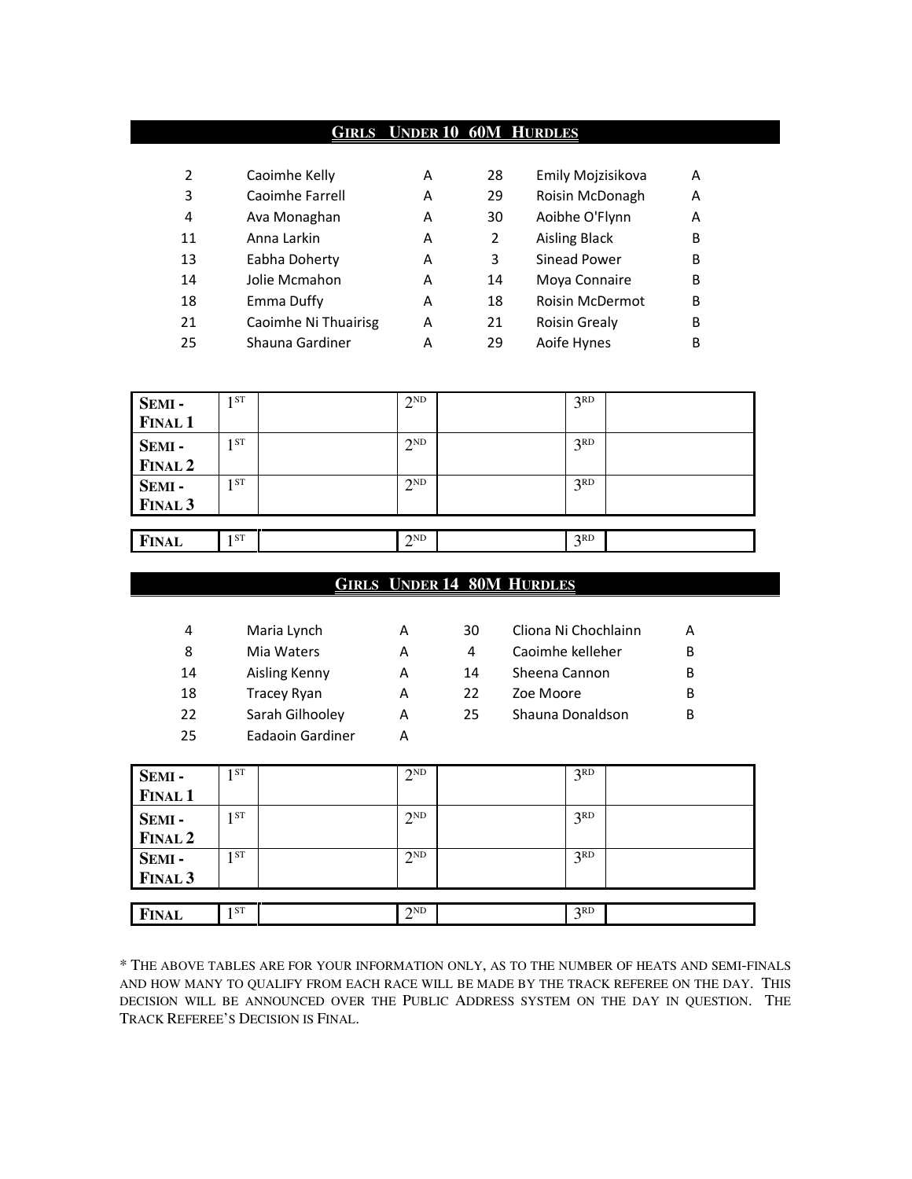## GIRLS UNDER 10 60M HURDLES

| | | | | | |
|---|---|---|---|---|---|
| 2 | Caoimhe Kelly | A | 28 | Emily Mojzisikova | A |
| 3 | Caoimhe Farrell | A | 29 | Roisin McDonagh | A |
| 4 | Ava Monaghan | A | 30 | Aoibhe O'Flynn | A |
| 11 | Anna Larkin | A | 2 | Aisling Black | B |
| 13 | Eabha Doherty | A | 3 | Sinead Power | B |
| 14 | Jolie Mcmahon | A | 14 | Moya Connaire | B |
| 18 | Emma Duffy | A | 18 | Roisin McDermot | B |
| 21 | Caoimhe Ni Thuairisg | A | 21 | Roisin Grealy | B |
| 25 | Shauna Gardiner | A | 29 | Aoife Hynes | B |

| | | | | | | |
|---|---|---|---|---|---|---|
| **SEMI - FINAL 1** | 1ST | | 2ND | | 3RD | |
| **SEMI - FINAL 2** | 1ST | | 2ND | | 3RD | |
| **SEMI - FINAL 3** | 1ST | | 2ND | | 3RD | |
| **FINAL** | 1ST | | 2ND | | 3RD | |

## GIRLS UNDER 14 80M HURDLES

| | | | | | |
|---|---|---|---|---|---|
| 4 | Maria Lynch | A | 30 | Cliona Ni Chochlainn | A |
| 8 | Mia Waters | A | 4 | Caoimhe kelleher | B |
| 14 | Aisling Kenny | A | 14 | Sheena Cannon | B |
| 18 | Tracey Ryan | A | 22 | Zoe Moore | B |
| 22 | Sarah Gilhooley | A | 25 | Shauna Donaldson | B |
| 25 | Eadaoin Gardiner | A | | | |

| | | | | | | |
|---|---|---|---|---|---|---|
| **SEMI - FINAL 1** | 1ST | | 2ND | | 3RD | |
| **SEMI - FINAL 2** | 1ST | | 2ND | | 3RD | |
| **SEMI - FINAL 3** | 1ST | | 2ND | | 3RD | |
| **FINAL** | 1ST | | 2ND | | 3RD | |

* THE ABOVE TABLES ARE FOR YOUR INFORMATION ONLY, AS TO THE NUMBER OF HEATS AND SEMI-FINALS AND HOW MANY TO QUALIFY FROM EACH RACE WILL BE MADE BY THE TRACK REFEREE ON THE DAY. THIS DECISION WILL BE ANNOUNCED OVER THE PUBLIC ADDRESS SYSTEM ON THE DAY IN QUESTION. THE TRACK REFEREE'S DECISION IS FINAL.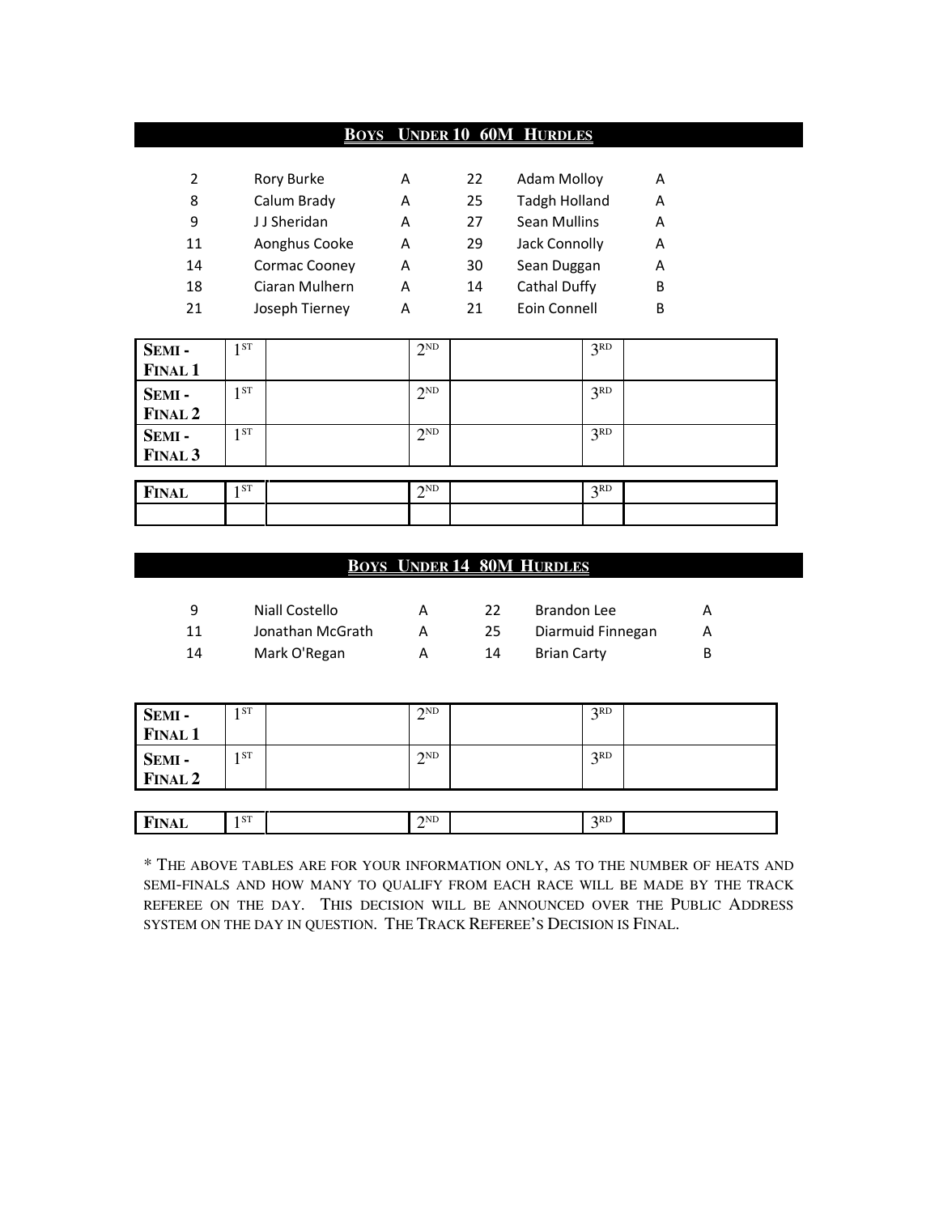## Boys Under 10 60M Hurdles

| | | | | | |
|---|---|---|---|---|---|
| 2 | Rory Burke | A | 22 | Adam Molloy | A |
| 8 | Calum Brady | A | 25 | Tadgh Holland | A |
| 9 | J J Sheridan | A | 27 | Sean Mullins | A |
| 11 | Aonghus Cooke | A | 29 | Jack Connolly | A |
| 14 | Cormac Cooney | A | 30 | Sean Duggan | A |
| 18 | Ciaran Mulhern | A | 14 | Cathal Duffy | B |
| 21 | Joseph Tierney | A | 21 | Eoin Connell | B |

| | | | | | | |
|---|---|---|---|---|---|---|
| **Semi - Final 1** | 1ST | | 2ND | | 3RD | |
| **Semi - Final 2** | 1ST | | 2ND | | 3RD | |
| **Semi - Final 3** | 1ST | | 2ND | | 3RD | |

| | | | | | | |
|---|---|---|---|---|---|---|
| **Final** | 1ST | | 2ND | | 3RD | |
| | | | | | | |

## Boys Under 14 80M Hurdles

| | | | | | |
|---|---|---|---|---|---|
| 9 | Niall Costello | A | 22 | Brandon Lee | A |
| 11 | Jonathan McGrath | A | 25 | Diarmuid Finnegan | A |
| 14 | Mark O'Regan | A | 14 | Brian Carty | B |

| | | | | | | |
|---|---|---|---|---|---|---|
| **Semi - Final 1** | 1ST | | 2ND | | 3RD | |
| **Semi - Final 2** | 1ST | | 2ND | | 3RD | |

| | | | | | | |
|---|---|---|---|---|---|---|
| **Final** | 1ST | | 2ND | | 3RD | |

* The above tables are for your information only, as to the number of heats and semi-finals and how many to qualify from each race will be made by the track referee on the day. This decision will be announced over the Public Address system on the day in question. The Track Referee's Decision is Final.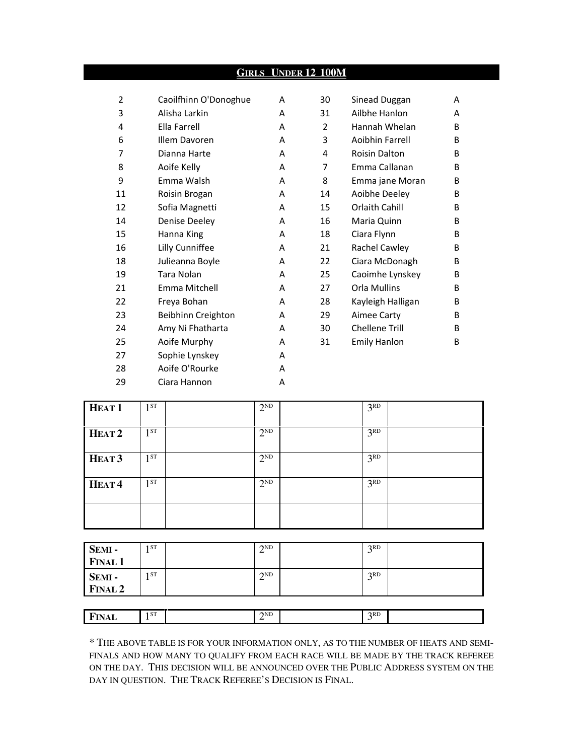## Girls Under 12 100M

| | | | | | |
|---|---|---|---|---|---|
| 2 | Caoilfhinn O'Donoghue | A | 30 | Sinead Duggan | A |
| 3 | Alisha Larkin | A | 31 | Ailbhe Hanlon | A |
| 4 | Ella Farrell | A | 2 | Hannah Whelan | B |
| 6 | Illem Davoren | A | 3 | Aoibhin Farrell | B |
| 7 | Dianna Harte | A | 4 | Roisin Dalton | B |
| 8 | Aoife Kelly | A | 7 | Emma Callanan | B |
| 9 | Emma Walsh | A | 8 | Emma jane Moran | B |
| 11 | Roisin Brogan | A | 14 | Aoibhe Deeley | B |
| 12 | Sofia Magnetti | A | 15 | Orlaith Cahill | B |
| 14 | Denise Deeley | A | 16 | Maria Quinn | B |
| 15 | Hanna King | A | 18 | Ciara Flynn | B |
| 16 | Lilly Cunniffee | A | 21 | Rachel Cawley | B |
| 18 | Julieanna Boyle | A | 22 | Ciara McDonagh | B |
| 19 | Tara Nolan | A | 25 | Caoimhe Lynskey | B |
| 21 | Emma Mitchell | A | 27 | Orla Mullins | B |
| 22 | Freya Bohan | A | 28 | Kayleigh Halligan | B |
| 23 | Beibhinn Creighton | A | 29 | Aimee Carty | B |
| 24 | Amy Ni Fhatharta | A | 30 | Chellene Trill | B |
| 25 | Aoife Murphy | A | 31 | Emily Hanlon | B |
| 27 | Sophie Lynskey | A | | | |
| 28 | Aoife O'Rourke | A | | | |
| 29 | Ciara Hannon | A | | | |

| | | | | | | |
|---|---|---|---|---|---|---|
| **Heat 1** | 1ST | | 2ND | | 3RD | |
| **Heat 2** | 1ST | | 2ND | | 3RD | |
| **Heat 3** | 1ST | | 2ND | | 3RD | |
| **Heat 4** | 1ST | | 2ND | | 3RD | |
| | | | | | | |

| | | | | | | |
|---|---|---|---|---|---|---|
| **Semi - Final 1** | 1ST | | 2ND | | 3RD | |
| **Semi - Final 2** | 1ST | | 2ND | | 3RD | |

| | | | | | | |
|---|---|---|---|---|---|---|
| **Final** | 1ST | | 2ND | | 3RD | |

* The above table is for your information only, as to the number of heats and semi-finals and how many to qualify from each race will be made by the track referee on the day. This decision will be announced over the Public Address system on the day in question. The Track Referee's Decision is Final.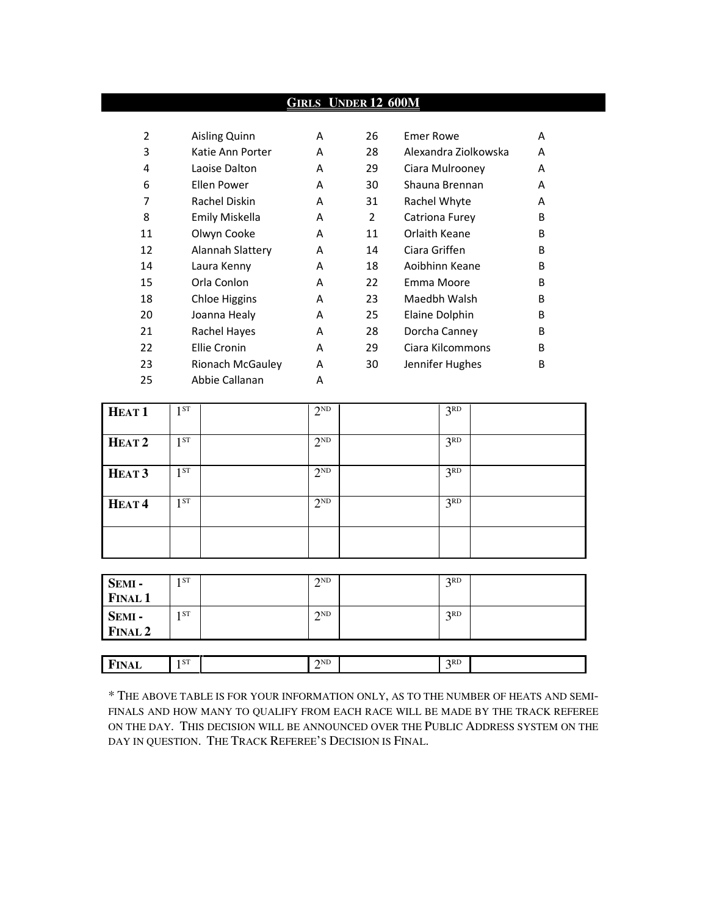## GIRLS UNDER 12 600M

| | | | | | |
|---|---|---|---|---|---|
| 2 | Aisling Quinn | A | 26 | Emer Rowe | A |
| 3 | Katie Ann Porter | A | 28 | Alexandra Ziolkowska | A |
| 4 | Laoise Dalton | A | 29 | Ciara Mulrooney | A |
| 6 | Ellen Power | A | 30 | Shauna Brennan | A |
| 7 | Rachel Diskin | A | 31 | Rachel Whyte | A |
| 8 | Emily Miskella | A | 2 | Catriona Furey | B |
| 11 | Olwyn Cooke | A | 11 | Orlaith Keane | B |
| 12 | Alannah Slattery | A | 14 | Ciara Griffen | B |
| 14 | Laura Kenny | A | 18 | Aoibhinn Keane | B |
| 15 | Orla Conlon | A | 22 | Emma Moore | B |
| 18 | Chloe Higgins | A | 23 | Maedbh Walsh | B |
| 20 | Joanna Healy | A | 25 | Elaine Dolphin | B |
| 21 | Rachel Hayes | A | 28 | Dorcha Canney | B |
| 22 | Ellie Cronin | A | 29 | Ciara Kilcommons | B |
| 23 | Rionach McGauley | A | 30 | Jennifer Hughes | B |
| 25 | Abbie Callanan | A | | | |

| | | | | | | |
|---|---|---|---|---|---|---|
| **HEAT 1** | 1ST | | 2ND | | 3RD | |
| **HEAT 2** | 1ST | | 2ND | | 3RD | |
| **HEAT 3** | 1ST | | 2ND | | 3RD | |
| **HEAT 4** | 1ST | | 2ND | | 3RD | |
| | | | | | | |

| | | | | | | |
|---|---|---|---|---|---|---|
| **SEMI - FINAL 1** | 1ST | | 2ND | | 3RD | |
| **SEMI - FINAL 2** | 1ST | | 2ND | | 3RD | |

| | | | | | | |
|---|---|---|---|---|---|---|
| **FINAL** | 1ST | | 2ND | | 3RD | |

* THE ABOVE TABLE IS FOR YOUR INFORMATION ONLY, AS TO THE NUMBER OF HEATS AND SEMI-FINALS AND HOW MANY TO QUALIFY FROM EACH RACE WILL BE MADE BY THE TRACK REFEREE ON THE DAY. THIS DECISION WILL BE ANNOUNCED OVER THE PUBLIC ADDRESS SYSTEM ON THE DAY IN QUESTION. THE TRACK REFEREE'S DECISION IS FINAL.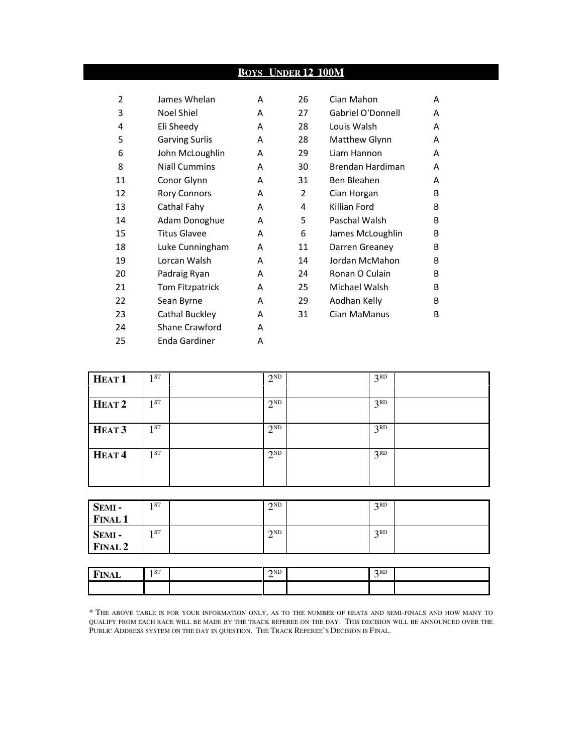## BOYS UNDER 12 100M

| | | | | | |
|---|---|---|---|---|---|
| 2 | James Whelan | A | 26 | Cian Mahon | A |
| 3 | Noel Shiel | A | 27 | Gabriel O'Donnell | A |
| 4 | Eli Sheedy | A | 28 | Louis Walsh | A |
| 5 | Garving Surlis | A | 28 | Matthew Glynn | A |
| 6 | John McLoughlin | A | 29 | Liam Hannon | A |
| 8 | Niall Cummins | A | 30 | Brendan Hardiman | A |
| 11 | Conor Glynn | A | 31 | Ben Bleahen | A |
| 12 | Rory Connors | A | 2 | Cian Horgan | B |
| 13 | Cathal Fahy | A | 4 | Killian Ford | B |
| 14 | Adam Donoghue | A | 5 | Paschal Walsh | B |
| 15 | Titus Glavee | A | 6 | James McLoughlin | B |
| 18 | Luke Cunningham | A | 11 | Darren Greaney | B |
| 19 | Lorcan Walsh | A | 14 | Jordan McMahon | B |
| 20 | Padraig Ryan | A | 24 | Ronan O Culain | B |
| 21 | Tom Fitzpatrick | A | 25 | Michael Walsh | B |
| 22 | Sean Byrne | A | 29 | Aodhan Kelly | B |
| 23 | Cathal Buckley | A | 31 | Cian MaManus | B |
| 24 | Shane Crawford | A | | | |
| 25 | Enda Gardiner | A | | | |

| | | | | | | |
|---|---|---|---|---|---|---|
| **HEAT 1** | 1ST | | 2ND | | 3RD | |
| **HEAT 2** | 1ST | | 2ND | | 3RD | |
| **HEAT 3** | 1ST | | 2ND | | 3RD | |
| **HEAT 4** | 1ST | | 2ND | | 3RD | |

| | | | | | | |
|---|---|---|---|---|---|---|
| **SEMI - FINAL 1** | 1ST | | 2ND | | 3RD | |
| **SEMI - FINAL 2** | 1ST | | 2ND | | 3RD | |

| | | | | | | |
|---|---|---|---|---|---|---|
| **FINAL** | 1ST | | 2ND | | 3RD | |
| | | | | | | |

* THE ABOVE TABLE IS FOR YOUR INFORMATION ONLY, AS TO THE NUMBER OF HEATS AND SEMI-FINALS AND HOW MANY TO QUALIFY FROM EACH RACE WILL BE MADE BY THE TRACK REFEREE ON THE DAY. THIS DECISION WILL BE ANNOUNCED OVER THE PUBLIC ADDRESS SYSTEM ON THE DAY IN QUESTION. THE TRACK REFEREE'S DECISION IS FINAL.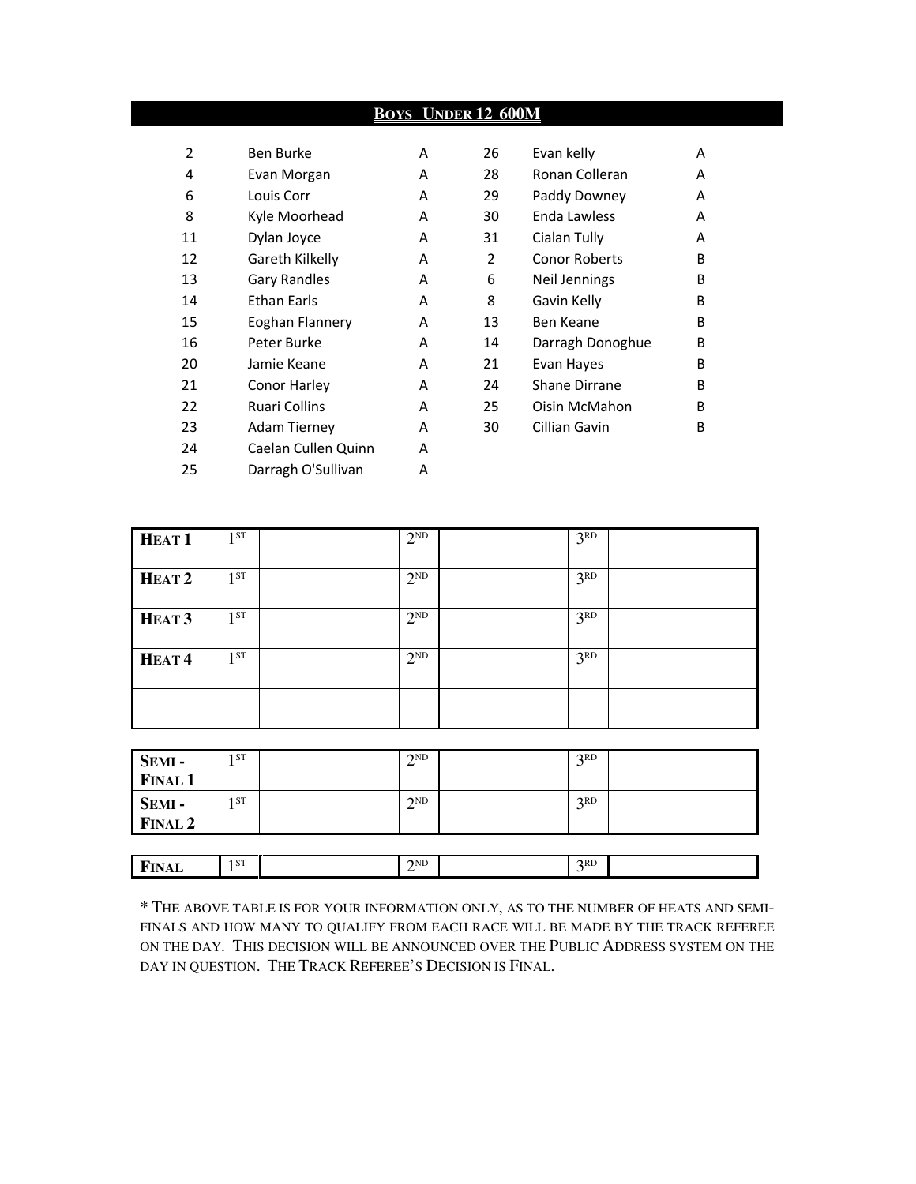## **BOYS UNDER 12 600M**

| | | | | | |
|---|---|---|---|---|---|
| 2 | Ben Burke | A | 26 | Evan kelly | A |
| 4 | Evan Morgan | A | 28 | Ronan Colleran | A |
| 6 | Louis Corr | A | 29 | Paddy Downey | A |
| 8 | Kyle Moorhead | A | 30 | Enda Lawless | A |
| 11 | Dylan Joyce | A | 31 | Cialan Tully | A |
| 12 | Gareth Kilkelly | A | 2 | Conor Roberts | B |
| 13 | Gary Randles | A | 6 | Neil Jennings | B |
| 14 | Ethan Earls | A | 8 | Gavin Kelly | B |
| 15 | Eoghan Flannery | A | 13 | Ben Keane | B |
| 16 | Peter Burke | A | 14 | Darragh Donoghue | B |
| 20 | Jamie Keane | A | 21 | Evan Hayes | B |
| 21 | Conor Harley | A | 24 | Shane Dirrane | B |
| 22 | Ruari Collins | A | 25 | Oisin McMahon | B |
| 23 | Adam Tierney | A | 30 | Cillian Gavin | B |
| 24 | Caelan Cullen Quinn | A | | | |
| 25 | Darragh O'Sullivan | A | | | |

| | | | | | | |
|---|---|---|---|---|---|---|
| **HEAT 1** | 1ST | | 2ND | | 3RD | |
| **HEAT 2** | 1ST | | 2ND | | 3RD | |
| **HEAT 3** | 1ST | | 2ND | | 3RD | |
| **HEAT 4** | 1ST | | 2ND | | 3RD | |
| | | | | | | |

| | | | | | | |
|---|---|---|---|---|---|---|
| **SEMI - FINAL 1** | 1ST | | 2ND | | 3RD | |
| **SEMI - FINAL 2** | 1ST | | 2ND | | 3RD | |

| | | | | | | |
|---|---|---|---|---|---|---|
| **FINAL** | 1ST | | 2ND | | 3RD | |

* THE ABOVE TABLE IS FOR YOUR INFORMATION ONLY, AS TO THE NUMBER OF HEATS AND SEMI-FINALS AND HOW MANY TO QUALIFY FROM EACH RACE WILL BE MADE BY THE TRACK REFEREE ON THE DAY. THIS DECISION WILL BE ANNOUNCED OVER THE PUBLIC ADDRESS SYSTEM ON THE DAY IN QUESTION. THE TRACK REFEREE'S DECISION IS FINAL.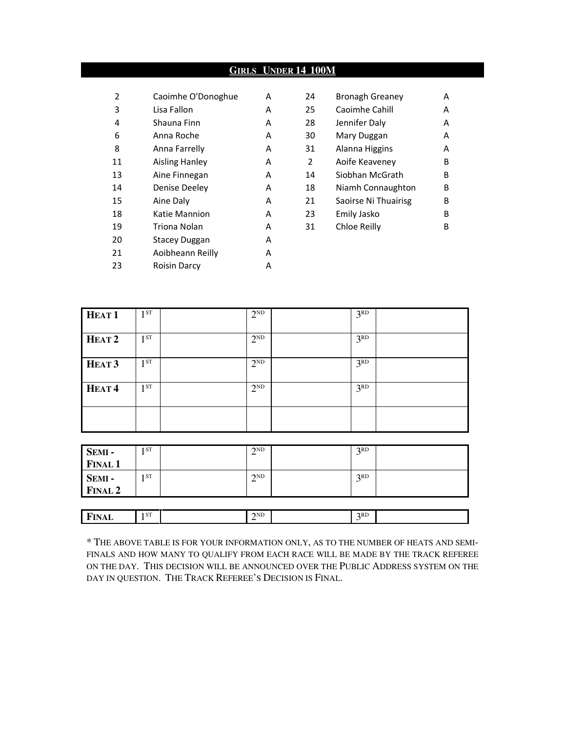## Girls Under 14 100M

| | | | | | |
|---|---|---|---|---|---|
| 2 | Caoimhe O'Donoghue | A | 24 | Bronagh Greaney | A |
| 3 | Lisa Fallon | A | 25 | Caoimhe Cahill | A |
| 4 | Shauna Finn | A | 28 | Jennifer Daly | A |
| 6 | Anna Roche | A | 30 | Mary Duggan | A |
| 8 | Anna Farrelly | A | 31 | Alanna Higgins | A |
| 11 | Aisling Hanley | A | 2 | Aoife Keaveney | B |
| 13 | Aine Finnegan | A | 14 | Siobhan McGrath | B |
| 14 | Denise Deeley | A | 18 | Niamh Connaughton | B |
| 15 | Aine Daly | A | 21 | Saoirse Ni Thuairisg | B |
| 18 | Katie Mannion | A | 23 | Emily Jasko | B |
| 19 | Triona Nolan | A | 31 | Chloe Reilly | B |
| 20 | Stacey Duggan | A | | | |
| 21 | Aoibheann Reilly | A | | | |
| 23 | Roisin Darcy | A | | | |

| | | | | | | |
|---|---|---|---|---|---|---|
| **Heat 1** | 1st | | 2nd | | 3rd | |
| **Heat 2** | 1st | | 2nd | | 3rd | |
| **Heat 3** | 1st | | 2nd | | 3rd | |
| **Heat 4** | 1st | | 2nd | | 3rd | |
| | | | | | | |

| | | | | | | |
|---|---|---|---|---|---|---|
| **Semi-Final 1** | 1st | | 2nd | | 3rd | |
| **Semi-Final 2** | 1st | | 2nd | | 3rd | |

| | | | | | | |
|---|---|---|---|---|---|---|
| **Final** | 1st | | 2nd | | 3rd | |

* The above table is for your information only, as to the number of heats and semi-finals and how many to qualify from each race will be made by the Track Referee on the day. This decision will be announced over the Public Address system on the day in question. The Track Referee's Decision is Final.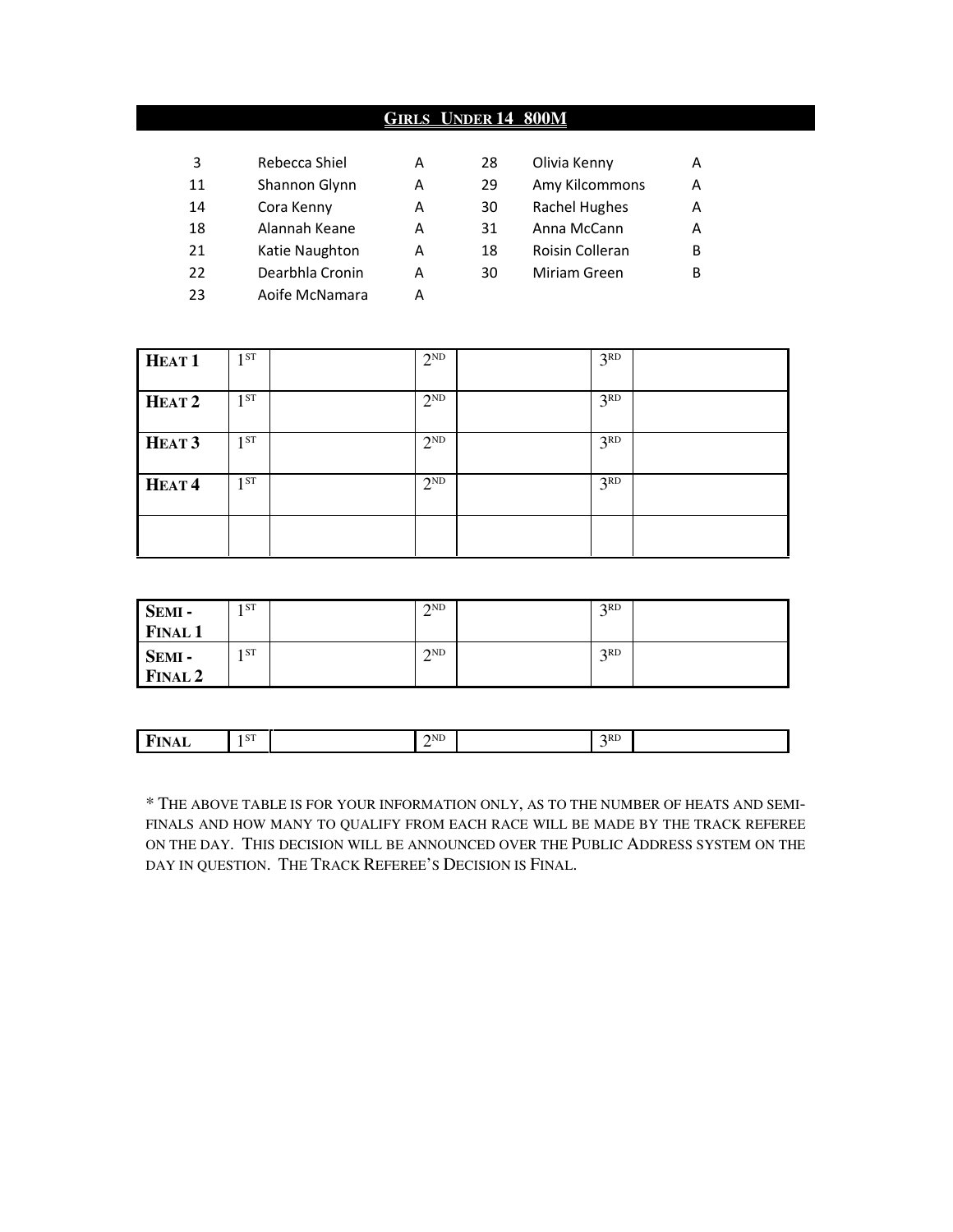## Girls Under 14 800M

| | | | | | |
|---|---|---|---|---|---|
| 3 | Rebecca Shiel | A | 28 | Olivia Kenny | A |
| 11 | Shannon Glynn | A | 29 | Amy Kilcommons | A |
| 14 | Cora Kenny | A | 30 | Rachel Hughes | A |
| 18 | Alannah Keane | A | 31 | Anna McCann | A |
| 21 | Katie Naughton | A | 18 | Roisin Colleran | B |
| 22 | Dearbhla Cronin | A | 30 | Miriam Green | B |
| 23 | Aoife McNamara | A | | | |

| | | | | | | |
|---|---|---|---|---|---|---|
| **Heat 1** | 1ST | | 2ND | | 3RD | |
| **Heat 2** | 1ST | | 2ND | | 3RD | |
| **Heat 3** | 1ST | | 2ND | | 3RD | |
| **Heat 4** | 1ST | | 2ND | | 3RD | |
| | | | | | | |

| | | | | | | |
|---|---|---|---|---|---|---|
| **Semi - Final 1** | 1ST | | 2ND | | 3RD | |
| **Semi - Final 2** | 1ST | | 2ND | | 3RD | |

| | | | | | | |
|---|---|---|---|---|---|---|
| **Final** | 1ST | | 2ND | | 3RD | |

* The above table is for your information only, as to the number of heats and semi-finals and how many to qualify from each race will be made by the track referee on the day. This decision will be announced over the Public Address system on the day in question. The Track Referee's Decision is Final.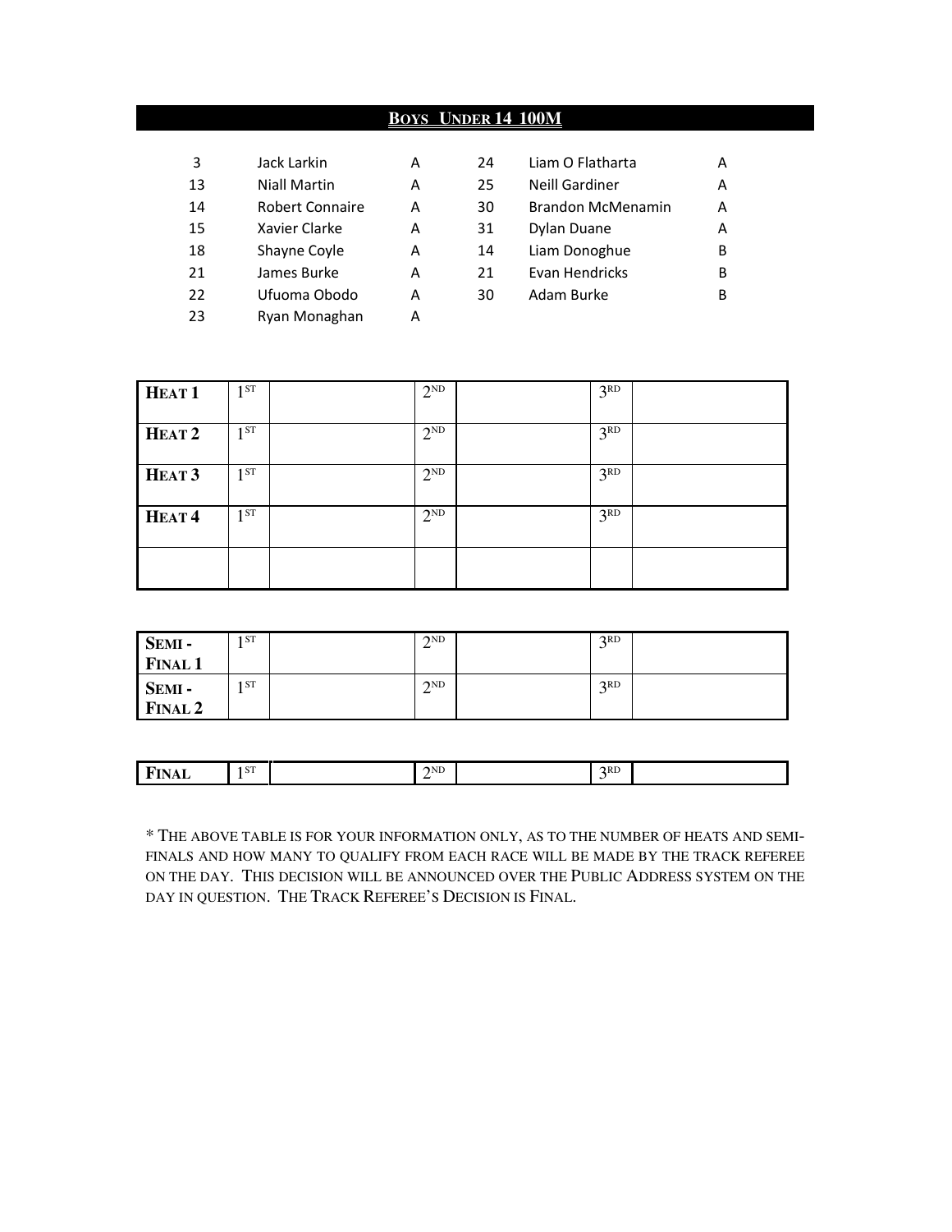## BOYS UNDER 14 100M

| | | | | | |
|---|---|---|---|---|---|
| 3 | Jack Larkin | A | 24 | Liam O Flatharta | A |
| 13 | Niall Martin | A | 25 | Neill Gardiner | A |
| 14 | Robert Connaire | A | 30 | Brandon McMenamin | A |
| 15 | Xavier Clarke | A | 31 | Dylan Duane | A |
| 18 | Shayne Coyle | A | 14 | Liam Donoghue | B |
| 21 | James Burke | A | 21 | Evan Hendricks | B |
| 22 | Ufuoma Obodo | A | 30 | Adam Burke | B |
| 23 | Ryan Monaghan | A | | | |

| | | | | | | |
|---|---|---|---|---|---|---|
| **HEAT 1** | 1ST | | 2ND | | 3RD | |
| **HEAT 2** | 1ST | | 2ND | | 3RD | |
| **HEAT 3** | 1ST | | 2ND | | 3RD | |
| **HEAT 4** | 1ST | | 2ND | | 3RD | |
| | | | | | | |

| | | | | | | |
|---|---|---|---|---|---|---|
| **SEMI - FINAL 1** | 1ST | | 2ND | | 3RD | |
| **SEMI - FINAL 2** | 1ST | | 2ND | | 3RD | |

| | | | | | | |
|---|---|---|---|---|---|---|
| **FINAL** | 1ST | | 2ND | | 3RD | |

* THE ABOVE TABLE IS FOR YOUR INFORMATION ONLY, AS TO THE NUMBER OF HEATS AND SEMI-FINALS AND HOW MANY TO QUALIFY FROM EACH RACE WILL BE MADE BY THE TRACK REFEREE ON THE DAY. THIS DECISION WILL BE ANNOUNCED OVER THE PUBLIC ADDRESS SYSTEM ON THE DAY IN QUESTION. THE TRACK REFEREE'S DECISION IS FINAL.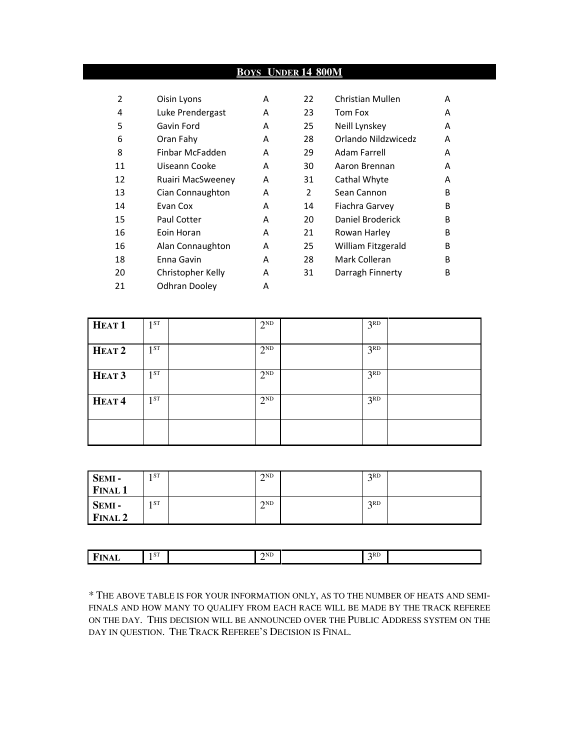## BOYS UNDER 14 800M

| | | | | | |
|---|---|---|---|---|---|
| 2 | Oisin Lyons | A | 22 | Christian Mullen | A |
| 4 | Luke Prendergast | A | 23 | Tom Fox | A |
| 5 | Gavin Ford | A | 25 | Neill Lynskey | A |
| 6 | Oran Fahy | A | 28 | Orlando Nildzwicedz | A |
| 8 | Finbar McFadden | A | 29 | Adam Farrell | A |
| 11 | Uiseann Cooke | A | 30 | Aaron Brennan | A |
| 12 | Ruairi MacSweeney | A | 31 | Cathal Whyte | A |
| 13 | Cian Connaughton | A | 2 | Sean Cannon | B |
| 14 | Evan Cox | A | 14 | Fiachra Garvey | B |
| 15 | Paul Cotter | A | 20 | Daniel Broderick | B |
| 16 | Eoin Horan | A | 21 | Rowan Harley | B |
| 16 | Alan Connaughton | A | 25 | William Fitzgerald | B |
| 18 | Enna Gavin | A | 28 | Mark Colleran | B |
| 20 | Christopher Kelly | A | 31 | Darragh Finnerty | B |
| 21 | Odhran Dooley | A | | | |

| | | | | | | |
|---|---|---|---|---|---|---|
| **HEAT 1** | 1ST | | 2ND | | 3RD | |
| **HEAT 2** | 1ST | | 2ND | | 3RD | |
| **HEAT 3** | 1ST | | 2ND | | 3RD | |
| **HEAT 4** | 1ST | | 2ND | | 3RD | |
| | | | | | | |

| | | | | | | |
|---|---|---|---|---|---|---|
| **SEMI - FINAL 1** | 1ST | | 2ND | | 3RD | |
| **SEMI - FINAL 2** | 1ST | | 2ND | | 3RD | |

| | | | | | | |
|---|---|---|---|---|---|---|
| **FINAL** | 1ST | | 2ND | | 3RD | |

* THE ABOVE TABLE IS FOR YOUR INFORMATION ONLY, AS TO THE NUMBER OF HEATS AND SEMI-FINALS AND HOW MANY TO QUALIFY FROM EACH RACE WILL BE MADE BY THE TRACK REFEREE ON THE DAY. THIS DECISION WILL BE ANNOUNCED OVER THE PUBLIC ADDRESS SYSTEM ON THE DAY IN QUESTION. THE TRACK REFEREE'S DECISION IS FINAL.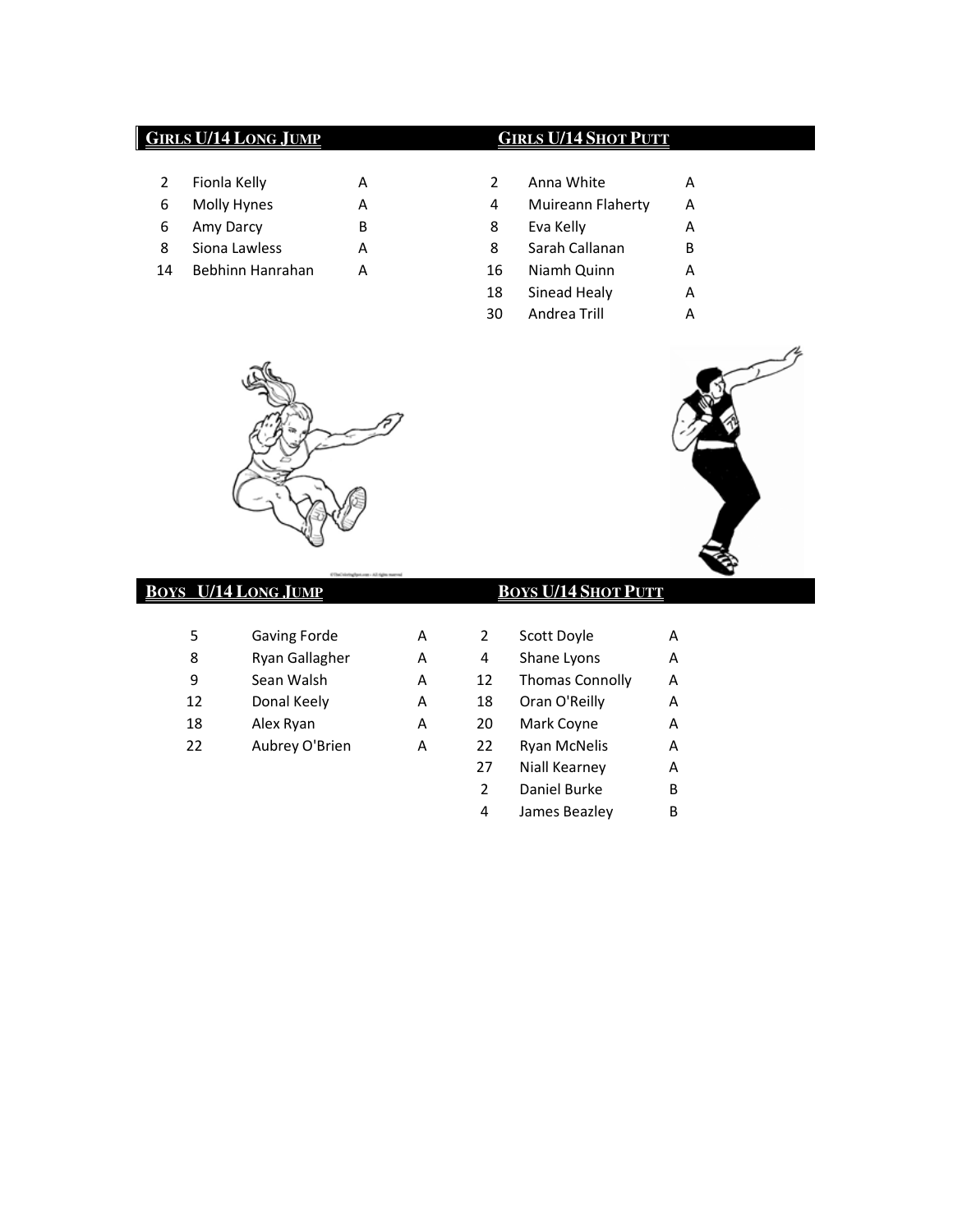## GIRLS U/14 LONG JUMP

| | | |
|---|---|---|
| 2 | Fionla Kelly | A |
| 6 | Molly Hynes | A |
| 6 | Amy Darcy | B |
| 8 | Siona Lawless | A |
| 14 | Bebhinn Hanrahan | A |

## GIRLS U/14 SHOT PUTT

| | | |
|---|---|---|
| 2 | Anna White | A |
| 4 | Muireann Flaherty | A |
| 8 | Eva Kelly | A |
| 8 | Sarah Callanan | B |
| 16 | Niamh Quinn | A |
| 18 | Sinead Healy | A |
| 30 | Andrea Trill | A |

## BOYS U/14 LONG JUMP

| | | |
|---|---|---|
| 5 | Gaving Forde | A |
| 8 | Ryan Gallagher | A |
| 9 | Sean Walsh | A |
| 12 | Donal Keely | A |
| 18 | Alex Ryan | A |
| 22 | Aubrey O'Brien | A |

## BOYS U/14 SHOT PUTT

| | | |
|---|---|---|
| 2 | Scott Doyle | A |
| 4 | Shane Lyons | A |
| 12 | Thomas Connolly | A |
| 18 | Oran O'Reilly | A |
| 20 | Mark Coyne | A |
| 22 | Ryan McNelis | A |
| 27 | Niall Kearney | A |
| 2 | Daniel Burke | B |
| 4 | James Beazley | B |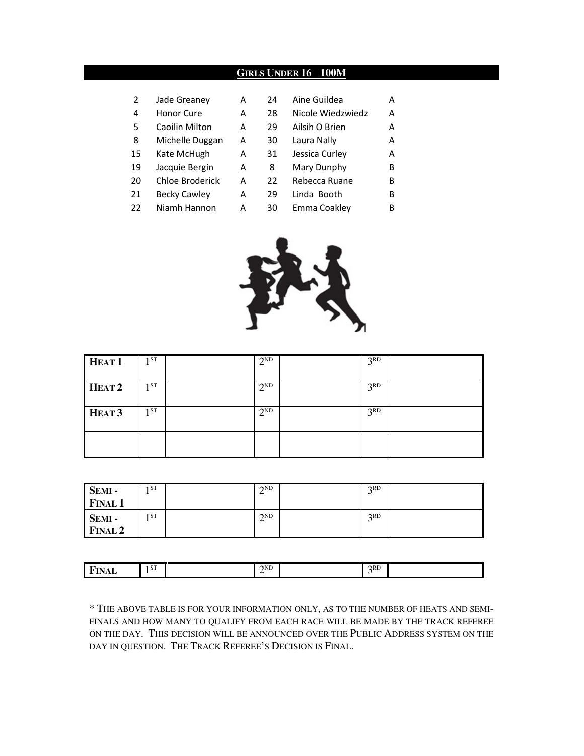## GIRLS UNDER 16 100M

| | | | | | |
|---|---|---|---|---|---|
| 2 | Jade Greaney | A | 24 | Aine Guildea | A |
| 4 | Honor Cure | A | 28 | Nicole Wiedzwiedz | A |
| 5 | Caoilin Milton | A | 29 | Ailsih O Brien | A |
| 8 | Michelle Duggan | A | 30 | Laura Nally | A |
| 15 | Kate McHugh | A | 31 | Jessica Curley | A |
| 19 | Jacquie Bergin | A | 8 | Mary Dunphy | B |
| 20 | Chloe Broderick | A | 22 | Rebecca Ruane | B |
| 21 | Becky Cawley | A | 29 | Linda Booth | B |
| 22 | Niamh Hannon | A | 30 | Emma Coakley | B |

| | | | | | | |
|---|---|---|---|---|---|---|
| **HEAT 1** | 1ST | | 2ND | | 3RD | |
| **HEAT 2** | 1ST | | 2ND | | 3RD | |
| **HEAT 3** | 1ST | | 2ND | | 3RD | |
| | | | | | | |

| | | | | | | |
|---|---|---|---|---|---|---|
| **SEMI - FINAL 1** | 1ST | | 2ND | | 3RD | |
| **SEMI - FINAL 2** | 1ST | | 2ND | | 3RD | |

| | | | | | | |
|---|---|---|---|---|---|---|
| **FINAL** | 1ST | | 2ND | | 3RD | |

* THE ABOVE TABLE IS FOR YOUR INFORMATION ONLY, AS TO THE NUMBER OF HEATS AND SEMI-FINALS AND HOW MANY TO QUALIFY FROM EACH RACE WILL BE MADE BY THE TRACK REFEREE ON THE DAY. THIS DECISION WILL BE ANNOUNCED OVER THE PUBLIC ADDRESS SYSTEM ON THE DAY IN QUESTION. THE TRACK REFEREE'S DECISION IS FINAL.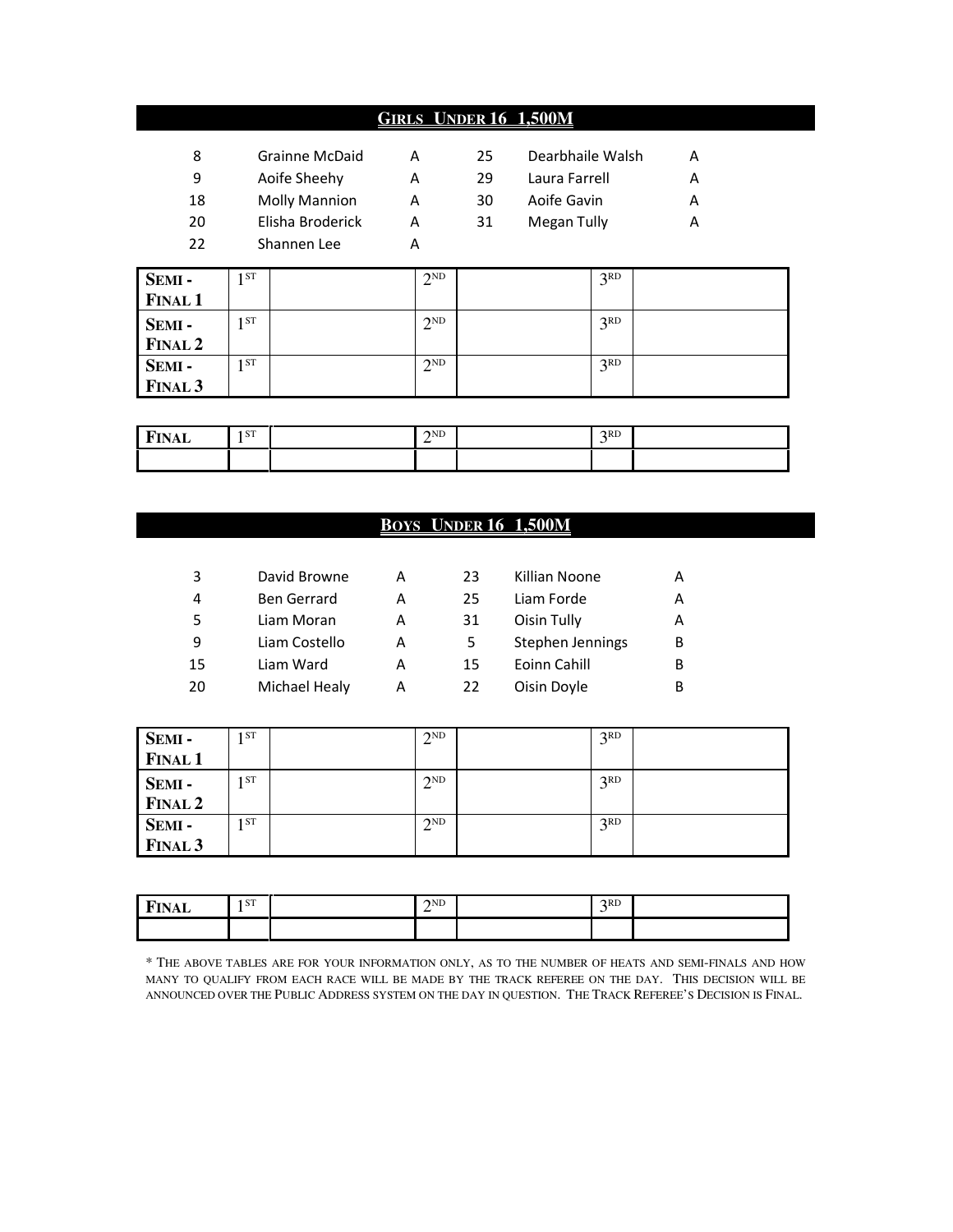## Girls Under 16 1,500M

| | | | | | |
|---|---|---|---|---|---|
| 8 | Grainne McDaid | A | 25 | Dearbhaile Walsh | A |
| 9 | Aoife Sheehy | A | 29 | Laura Farrell | A |
| 18 | Molly Mannion | A | 30 | Aoife Gavin | A |
| 20 | Elisha Broderick | A | 31 | Megan Tully | A |
| 22 | Shannen Lee | A | | | |

| | | | | | | |
|---|---|---|---|---|---|---|
| **Semi - Final 1** | 1ST | | 2ND | | 3RD | |
| **Semi - Final 2** | 1ST | | 2ND | | 3RD | |
| **Semi - Final 3** | 1ST | | 2ND | | 3RD | |

| **Final** | 1ST | | 2ND | | 3RD | |
|---|---|---|---|---|---|---|
| | | | | | | |

## Boys Under 16 1,500M

| | | | | | |
|---|---|---|---|---|---|
| 3 | David Browne | A | 23 | Killian Noone | A |
| 4 | Ben Gerrard | A | 25 | Liam Forde | A |
| 5 | Liam Moran | A | 31 | Oisin Tully | A |
| 9 | Liam Costello | A | 5 | Stephen Jennings | B |
| 15 | Liam Ward | A | 15 | Eoinn Cahill | B |
| 20 | Michael Healy | A | 22 | Oisin Doyle | B |

| | | | | | | |
|---|---|---|---|---|---|---|
| **Semi - Final 1** | 1ST | | 2ND | | 3RD | |
| **Semi - Final 2** | 1ST | | 2ND | | 3RD | |
| **Semi - Final 3** | 1ST | | 2ND | | 3RD | |

| **Final** | 1ST | | 2ND | | 3RD | |
|---|---|---|---|---|---|---|
| | | | | | | |

* The above tables are for your information only, as to the number of heats and semi-finals and how many to qualify from each race will be made by the track referee on the day. This decision will be announced over the Public Address system on the day in question. The Track Referee's Decision is Final.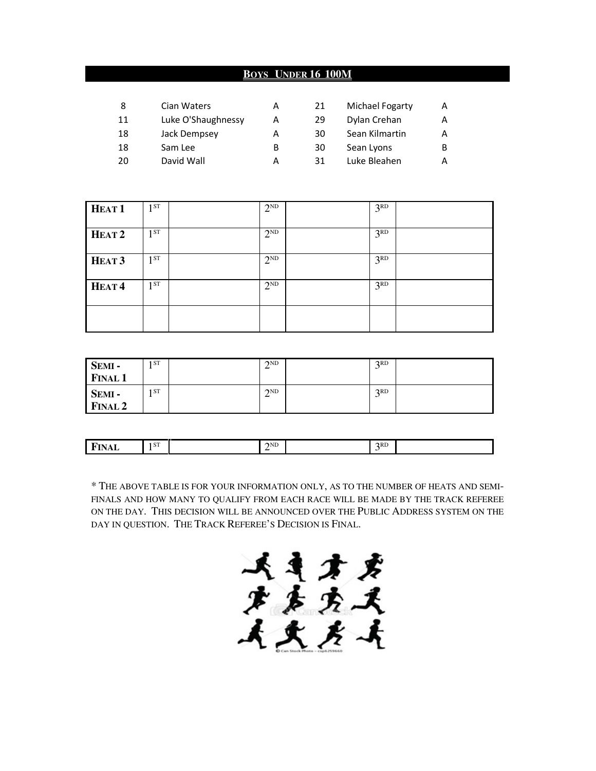## BOYS UNDER 16 100M

| | | | | | |
|---|---|---|---|---|---|
| 8 | Cian Waters | A | 21 | Michael Fogarty | A |
| 11 | Luke O'Shaughnessy | A | 29 | Dylan Crehan | A |
| 18 | Jack Dempsey | A | 30 | Sean Kilmartin | A |
| 18 | Sam Lee | B | 30 | Sean Lyons | B |
| 20 | David Wall | A | 31 | Luke Bleahen | A |

| | | | | | | |
|---|---|---|---|---|---|---|
| **HEAT 1** | 1ST | | 2ND | | 3RD | |
| **HEAT 2** | 1ST | | 2ND | | 3RD | |
| **HEAT 3** | 1ST | | 2ND | | 3RD | |
| **HEAT 4** | 1ST | | 2ND | | 3RD | |
| | | | | | | |

| | | | | | | |
|---|---|---|---|---|---|---|
| **SEMI - FINAL 1** | 1ST | | 2ND | | 3RD | |
| **SEMI - FINAL 2** | 1ST | | 2ND | | 3RD | |

| | | | | | | |
|---|---|---|---|---|---|---|
| **FINAL** | 1ST | | 2ND | | 3RD | |

* THE ABOVE TABLE IS FOR YOUR INFORMATION ONLY, AS TO THE NUMBER OF HEATS AND SEMI-FINALS AND HOW MANY TO QUALIFY FROM EACH RACE WILL BE MADE BY THE TRACK REFEREE ON THE DAY. THIS DECISION WILL BE ANNOUNCED OVER THE PUBLIC ADDRESS SYSTEM ON THE DAY IN QUESTION. THE TRACK REFEREE'S DECISION IS FINAL.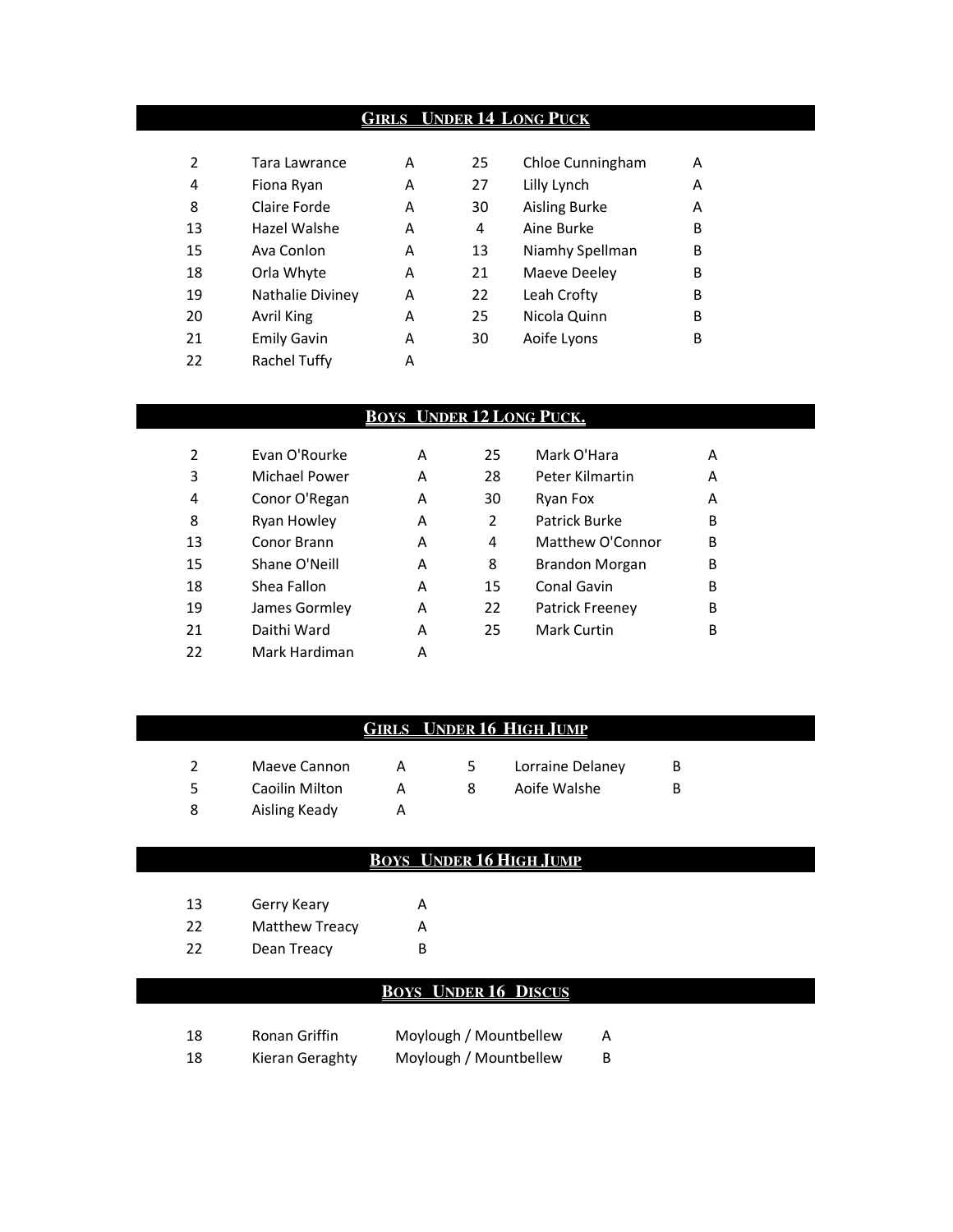## Girls Under 14 Long Puck

| | | | | | |
|---|---|---|---|---|---|
| 2 | Tara Lawrance | A | 25 | Chloe Cunningham | A |
| 4 | Fiona Ryan | A | 27 | Lilly Lynch | A |
| 8 | Claire Forde | A | 30 | Aisling Burke | A |
| 13 | Hazel Walshe | A | 4 | Aine Burke | B |
| 15 | Ava Conlon | A | 13 | Niamhy Spellman | B |
| 18 | Orla Whyte | A | 21 | Maeve Deeley | B |
| 19 | Nathalie Diviney | A | 22 | Leah Crofty | B |
| 20 | Avril King | A | 25 | Nicola Quinn | B |
| 21 | Emily Gavin | A | 30 | Aoife Lyons | B |
| 22 | Rachel Tuffy | A | | | |

## Boys Under 12 Long Puck.

| | | | | | |
|---|---|---|---|---|---|
| 2 | Evan O'Rourke | A | 25 | Mark O'Hara | A |
| 3 | Michael Power | A | 28 | Peter Kilmartin | A |
| 4 | Conor O'Regan | A | 30 | Ryan Fox | A |
| 8 | Ryan Howley | A | 2 | Patrick Burke | B |
| 13 | Conor Brann | A | 4 | Matthew O'Connor | B |
| 15 | Shane O'Neill | A | 8 | Brandon Morgan | B |
| 18 | Shea Fallon | A | 15 | Conal Gavin | B |
| 19 | James Gormley | A | 22 | Patrick Freeney | B |
| 21 | Daithi Ward | A | 25 | Mark Curtin | B |
| 22 | Mark Hardiman | A | | | |

## Girls Under 16 High Jump

| | | | | | |
|---|---|---|---|---|---|
| 2 | Maeve Cannon | A | 5 | Lorraine Delaney | B |
| 5 | Caoilin Milton | A | 8 | Aoife Walshe | B |
| 8 | Aisling Keady | A | | | |

## Boys Under 16 High Jump

| | | |
|---|---|---|
| 13 | Gerry Keary | A |
| 22 | Matthew Treacy | A |
| 22 | Dean Treacy | B |

## Boys Under 16 Discus

| | | | |
|---|---|---|---|
| 18 | Ronan Griffin | Moylough / Mountbellew | A |
| 18 | Kieran Geraghty | Moylough / Mountbellew | B |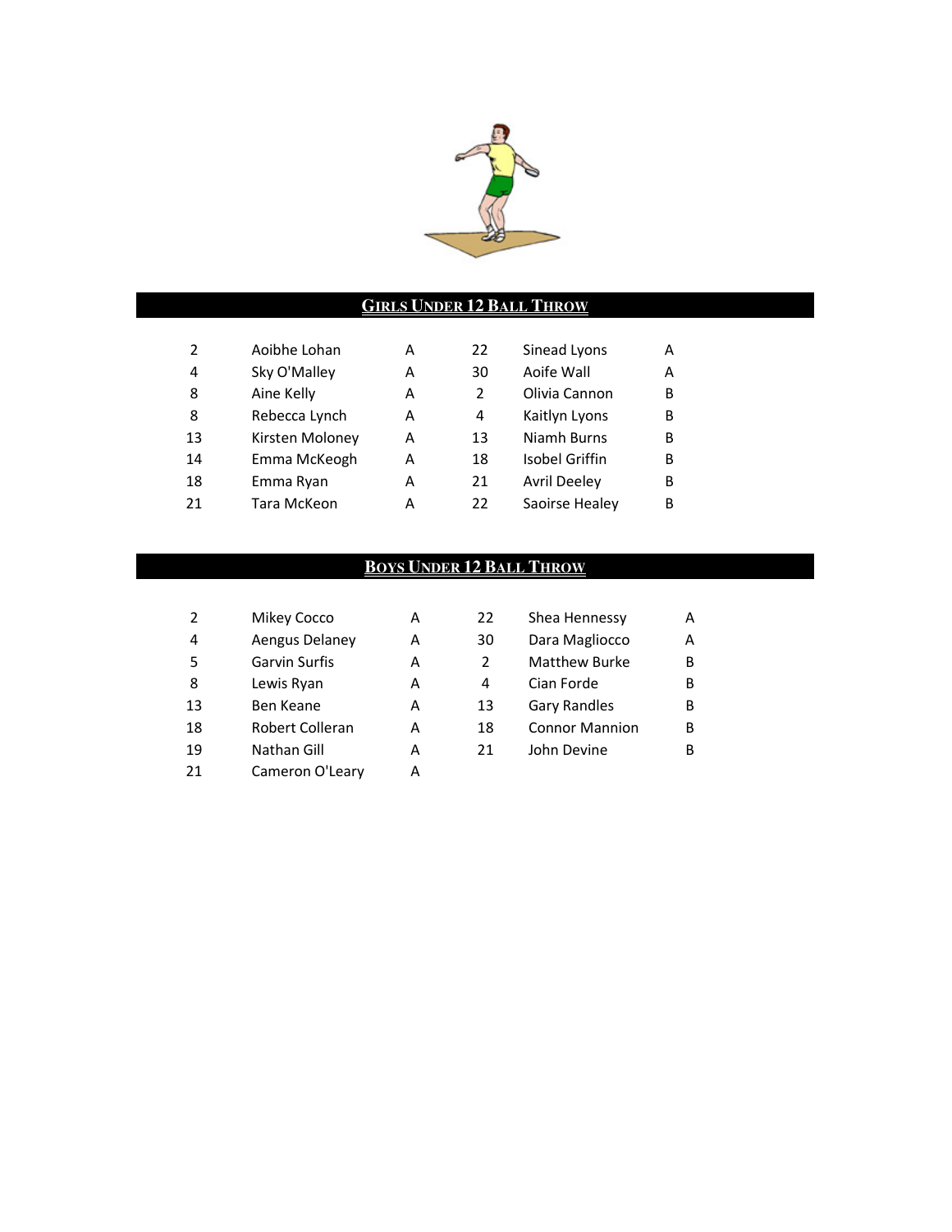## Girls Under 12 Ball Throw

| | | | | | |
|---|---|---|---|---|---|
| 2 | Aoibhe Lohan | A | 22 | Sinead Lyons | A |
| 4 | Sky O'Malley | A | 30 | Aoife Wall | A |
| 8 | Aine Kelly | A | 2 | Olivia Cannon | B |
| 8 | Rebecca Lynch | A | 4 | Kaitlyn Lyons | B |
| 13 | Kirsten Moloney | A | 13 | Niamh Burns | B |
| 14 | Emma McKeogh | A | 18 | Isobel Griffin | B |
| 18 | Emma Ryan | A | 21 | Avril Deeley | B |
| 21 | Tara McKeon | A | 22 | Saoirse Healey | B |

## Boys Under 12 Ball Throw

| | | | | | |
|---|---|---|---|---|---|
| 2 | Mikey Cocco | A | 22 | Shea Hennessy | A |
| 4 | Aengus Delaney | A | 30 | Dara Magliocco | A |
| 5 | Garvin Surfis | A | 2 | Matthew Burke | B |
| 8 | Lewis Ryan | A | 4 | Cian Forde | B |
| 13 | Ben Keane | A | 13 | Gary Randles | B |
| 18 | Robert Colleran | A | 18 | Connor Mannion | B |
| 19 | Nathan Gill | A | 21 | John Devine | B |
| 21 | Cameron O'Leary | A | | | |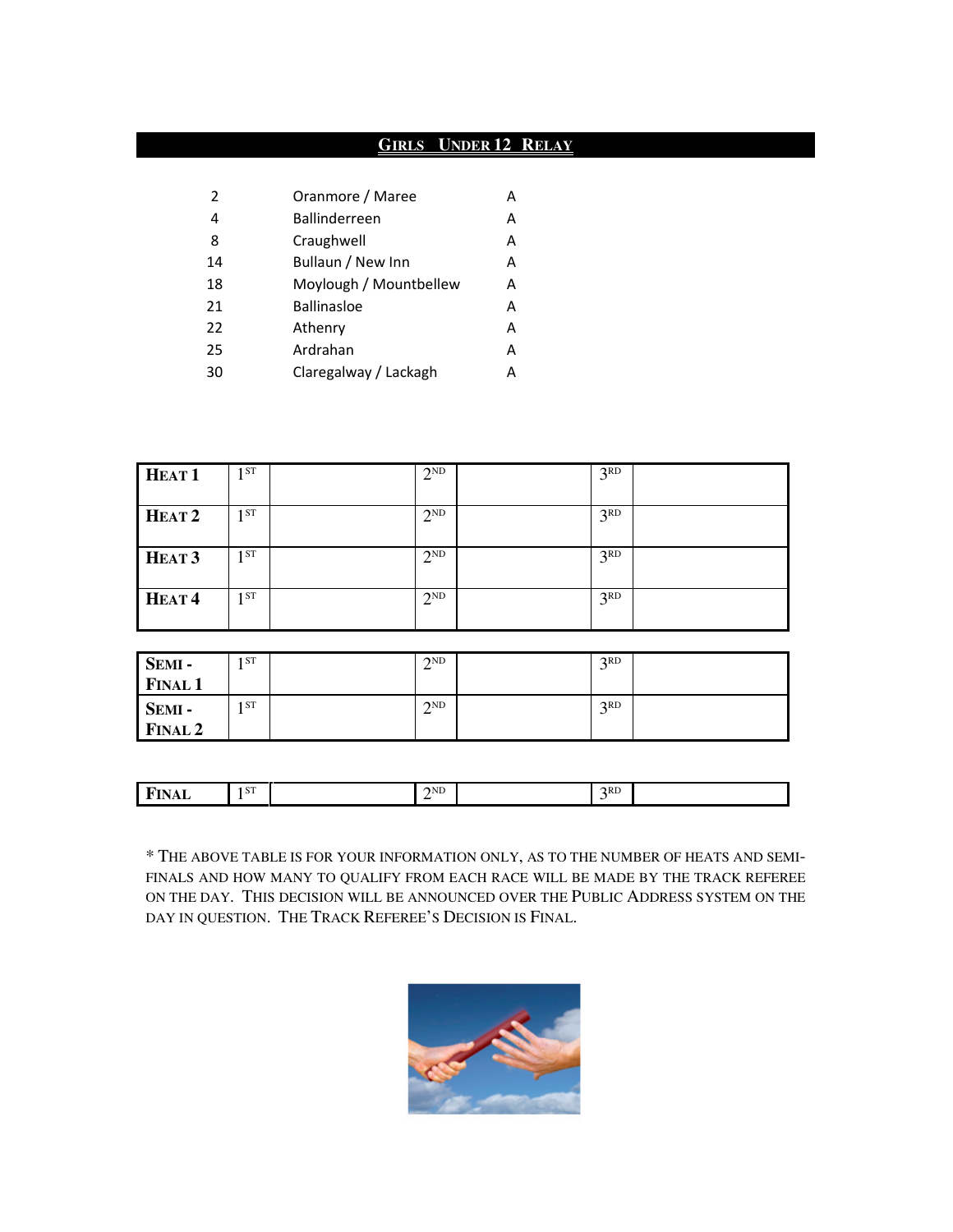## GIRLS UNDER 12 RELAY

| | | |
|---|---|---|
| 2 | Oranmore / Maree | A |
| 4 | Ballinderreen | A |
| 8 | Craughwell | A |
| 14 | Bullaun / New Inn | A |
| 18 | Moylough / Mountbellew | A |
| 21 | Ballinasloe | A |
| 22 | Athenry | A |
| 25 | Ardrahan | A |
| 30 | Claregalway / Lackagh | A |

| | | | | | | |
|---|---|---|---|---|---|---|
| **HEAT 1** | 1ST | | 2ND | | 3RD | |
| **HEAT 2** | 1ST | | 2ND | | 3RD | |
| **HEAT 3** | 1ST | | 2ND | | 3RD | |
| **HEAT 4** | 1ST | | 2ND | | 3RD | |

| | | | | | | |
|---|---|---|---|---|---|---|
| **SEMI - FINAL 1** | 1ST | | 2ND | | 3RD | |
| **SEMI - FINAL 2** | 1ST | | 2ND | | 3RD | |

| | | | | | | |
|---|---|---|---|---|---|---|
| **FINAL** | 1ST | | 2ND | | 3RD | |

* THE ABOVE TABLE IS FOR YOUR INFORMATION ONLY, AS TO THE NUMBER OF HEATS AND SEMI-FINALS AND HOW MANY TO QUALIFY FROM EACH RACE WILL BE MADE BY THE TRACK REFEREE ON THE DAY. THIS DECISION WILL BE ANNOUNCED OVER THE PUBLIC ADDRESS SYSTEM ON THE DAY IN QUESTION. THE TRACK REFEREE'S DECISION IS FINAL.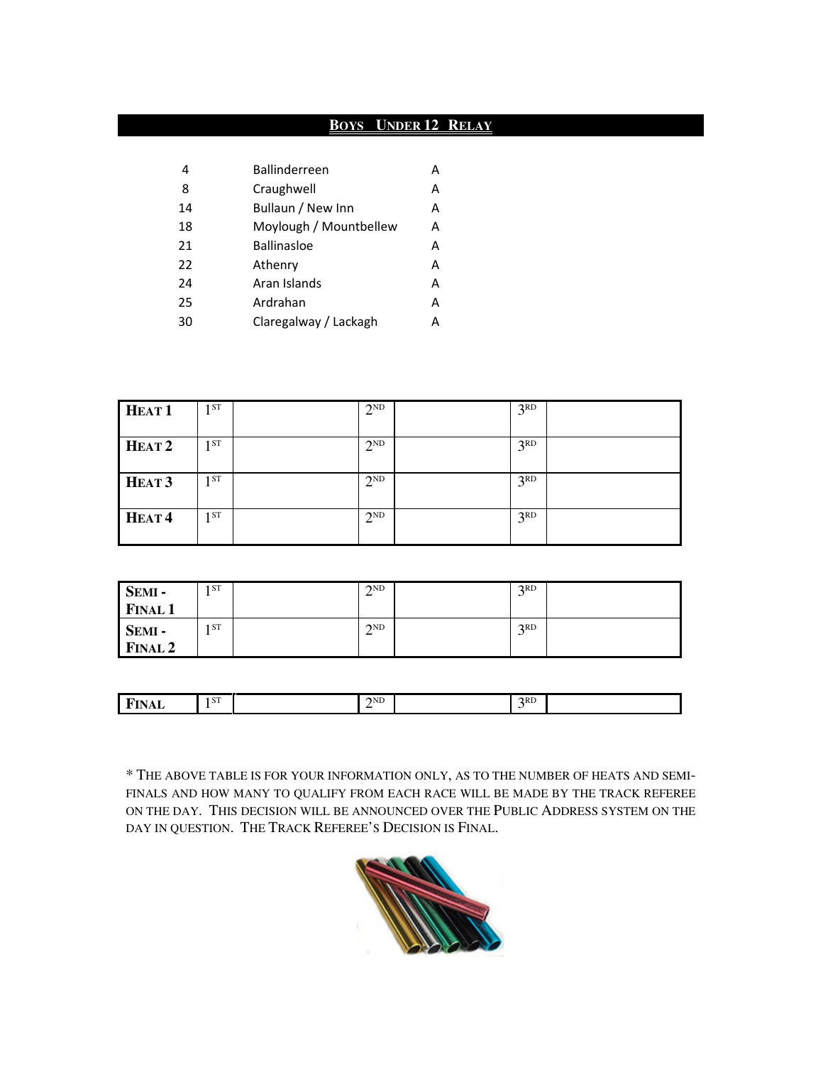## **Boys Under 12 Relay**

| | | |
|---|---|---|
| 4 | Ballinderreen | A |
| 8 | Craughwell | A |
| 14 | Bullaun / New Inn | A |
| 18 | Moylough / Mountbellew | A |
| 21 | Ballinasloe | A |
| 22 | Athenry | A |
| 24 | Aran Islands | A |
| 25 | Ardrahan | A |
| 30 | Claregalway / Lackagh | A |

| | | | | | | |
|---|---|---|---|---|---|---|
| **Heat 1** | 1st | | 2nd | | 3rd | |
| **Heat 2** | 1st | | 2nd | | 3rd | |
| **Heat 3** | 1st | | 2nd | | 3rd | |
| **Heat 4** | 1st | | 2nd | | 3rd | |

| | | | | | | |
|---|---|---|---|---|---|---|
| **Semi - Final 1** | 1st | | 2nd | | 3rd | |
| **Semi - Final 2** | 1st | | 2nd | | 3rd | |

| | | | | | | |
|---|---|---|---|---|---|---|
| **Final** | 1st | | 2nd | | 3rd | |

* The above table is for your information only, as to the number of heats and semi-finals and how many to qualify from each race will be made by the Track Referee on the day. This decision will be announced over the Public Address system on the day in question. The Track Referee's Decision is Final.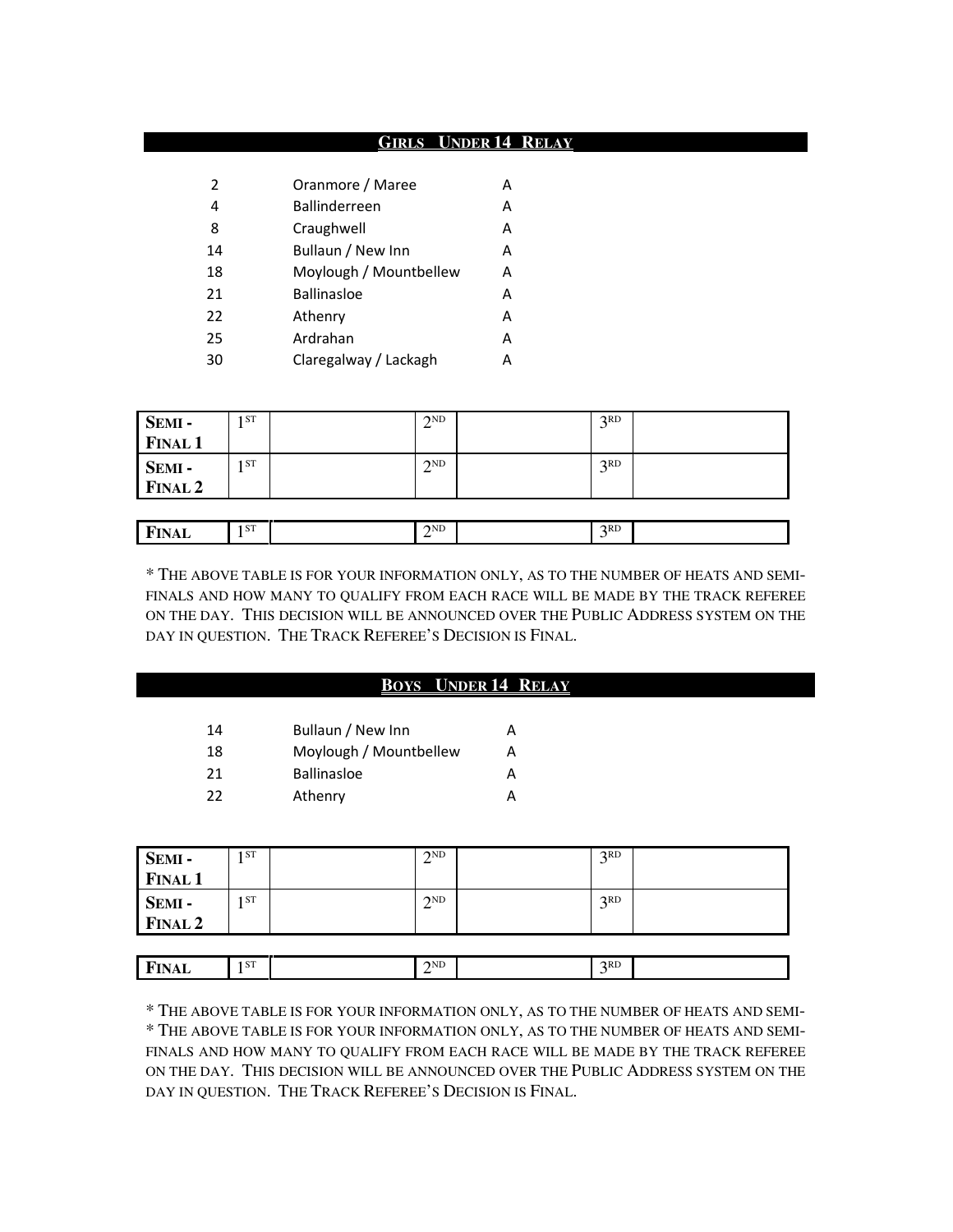## **Girls Under 14 Relay**

| | | |
|---|---|---|
| 2 | Oranmore / Maree | A |
| 4 | Ballinderreen | A |
| 8 | Craughwell | A |
| 14 | Bullaun / New Inn | A |
| 18 | Moylough / Mountbellew | A |
| 21 | Ballinasloe | A |
| 22 | Athenry | A |
| 25 | Ardrahan | A |
| 30 | Claregalway / Lackagh | A |

| | | | | | | |
|---|---|---|---|---|---|---|
| **Semi - Final 1** | 1ST | | 2ND | | 3RD | |
| **Semi - Final 2** | 1ST | | 2ND | | 3RD | |
| **Final** | 1ST | | 2ND | | 3RD | |

* The above table is for your information only, as to the number of heats and semi-finals and how many to qualify from each race will be made by the track referee on the day. This decision will be announced over the Public Address system on the day in question. The Track Referee's Decision is Final.

## **Boys Under 14 Relay**

| | | |
|---|---|---|
| 14 | Bullaun / New Inn | A |
| 18 | Moylough / Mountbellew | A |
| 21 | Ballinasloe | A |
| 22 | Athenry | A |

| | | | | | | |
|---|---|---|---|---|---|---|
| **Semi - Final 1** | 1ST | | 2ND | | 3RD | |
| **Semi - Final 2** | 1ST | | 2ND | | 3RD | |
| **Final** | 1ST | | 2ND | | 3RD | |

* The above table is for your information only, as to the number of heats and semi-
* The above table is for your information only, as to the number of heats and semi-finals and how many to qualify from each race will be made by the track referee on the day. This decision will be announced over the Public Address system on the day in question. The Track Referee's Decision is Final.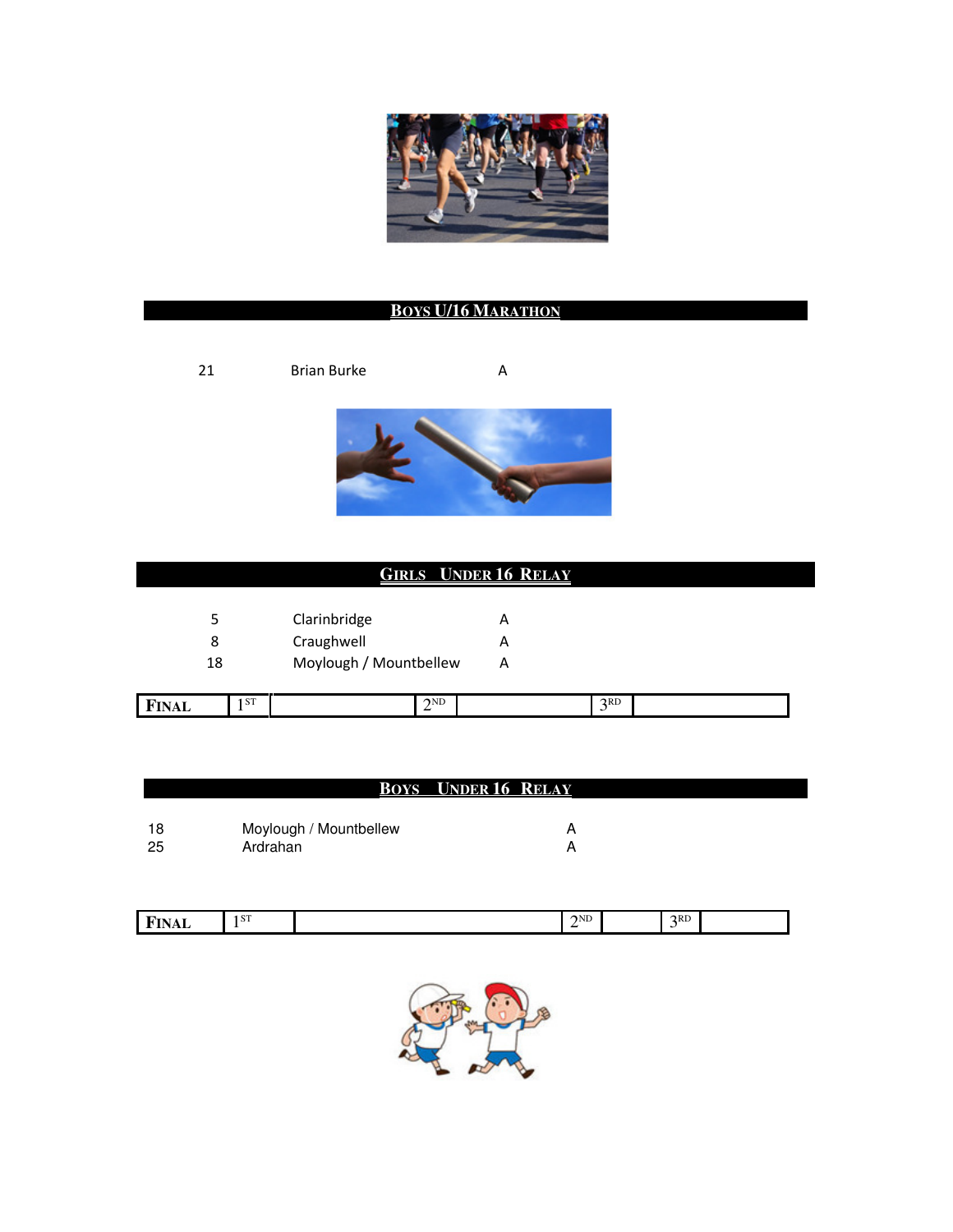## Boys U/16 Marathon

| | | |
|---|---|---|
| 21 | Brian Burke | A |

## Girls Under 16 Relay

| | | |
|---|---|---|
| 5 | Clarinbridge | A |
| 8 | Craughwell | A |
| 18 | Moylough / Mountbellew | A |

| Final | 1st | | 2nd | | 3rd | |
|---|---|---|---|---|---|---|

## Boys Under 16 Relay

| | | |
|---|---|---|
| 18 | Moylough / Mountbellew | A |
| 25 | Ardrahan | A |

| Final | 1st | | 2nd | | 3rd | |
|---|---|---|---|---|---|---|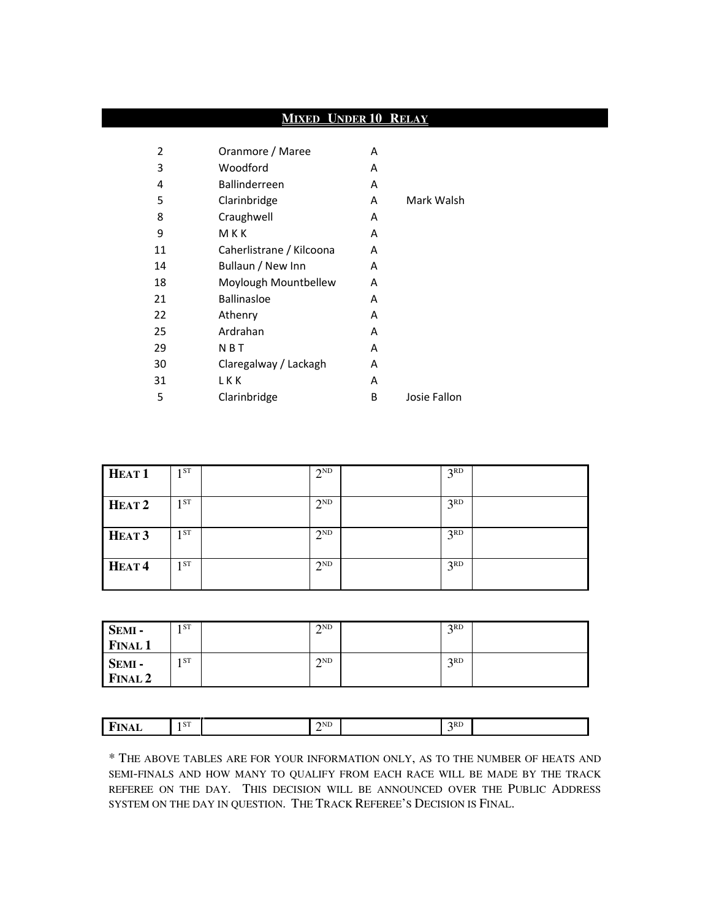## Mixed Under 10 Relay

| | | | |
|---|---|---|---|
| 2 | Oranmore / Maree | A | |
| 3 | Woodford | A | |
| 4 | Ballinderreen | A | |
| 5 | Clarinbridge | A | Mark Walsh |
| 8 | Craughwell | A | |
| 9 | M K K | A | |
| 11 | Caherlistrane / Kilcoona | A | |
| 14 | Bullaun / New Inn | A | |
| 18 | Moylough Mountbellew | A | |
| 21 | Ballinasloe | A | |
| 22 | Athenry | A | |
| 25 | Ardrahan | A | |
| 29 | N B T | A | |
| 30 | Claregalway / Lackagh | A | |
| 31 | L K K | A | |
| 5 | Clarinbridge | B | Josie Fallon |

| | | | | | | |
|---|---|---|---|---|---|---|
| **Heat 1** | 1st | | 2nd | | 3rd | |
| **Heat 2** | 1st | | 2nd | | 3rd | |
| **Heat 3** | 1st | | 2nd | | 3rd | |
| **Heat 4** | 1st | | 2nd | | 3rd | |

| | | | | | | |
|---|---|---|---|---|---|---|
| **Semi - Final 1** | 1st | | 2nd | | 3rd | |
| **Semi - Final 2** | 1st | | 2nd | | 3rd | |

| | | | | | | |
|---|---|---|---|---|---|---|
| **Final** | 1st | | 2nd | | 3rd | |

* The above tables are for your information only, as to the number of heats and semi-finals and how many to qualify from each race will be made by the track referee on the day. This decision will be announced over the Public Address system on the day in question. The Track Referee's Decision is Final.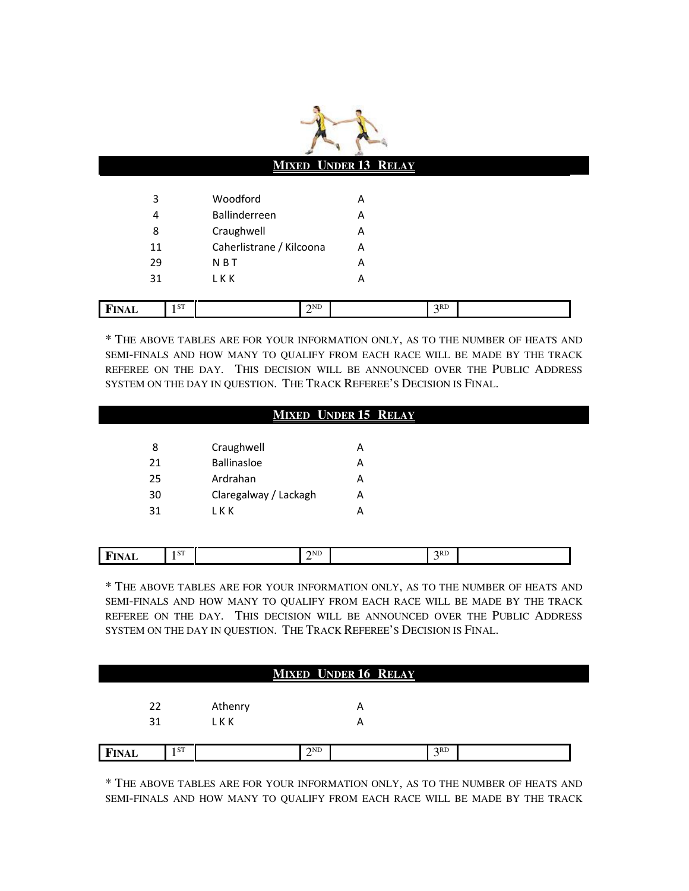## Mixed Under 13 Relay

| | | |
|---|---|---|
| 3 | Woodford | A |
| 4 | Ballinderreen | A |
| 8 | Craughwell | A |
| 11 | Caherlistrane / Kilcoona | A |
| 29 | N B T | A |
| 31 | L K K | A |

| FINAL | 1ST | | 2ND | | 3RD | |
|---|---|---|---|---|---|---|

* THE ABOVE TABLES ARE FOR YOUR INFORMATION ONLY, AS TO THE NUMBER OF HEATS AND SEMI-FINALS AND HOW MANY TO QUALIFY FROM EACH RACE WILL BE MADE BY THE TRACK REFEREE ON THE DAY. THIS DECISION WILL BE ANNOUNCED OVER THE PUBLIC ADDRESS SYSTEM ON THE DAY IN QUESTION. THE TRACK REFEREE'S DECISION IS FINAL.

## Mixed Under 15 Relay

| | | |
|---|---|---|
| 8 | Craughwell | A |
| 21 | Ballinasloe | A |
| 25 | Ardrahan | A |
| 30 | Claregalway / Lackagh | A |
| 31 | L K K | A |

| FINAL | 1ST | | 2ND | | 3RD | |
|---|---|---|---|---|---|---|

* THE ABOVE TABLES ARE FOR YOUR INFORMATION ONLY, AS TO THE NUMBER OF HEATS AND SEMI-FINALS AND HOW MANY TO QUALIFY FROM EACH RACE WILL BE MADE BY THE TRACK REFEREE ON THE DAY. THIS DECISION WILL BE ANNOUNCED OVER THE PUBLIC ADDRESS SYSTEM ON THE DAY IN QUESTION. THE TRACK REFEREE'S DECISION IS FINAL.

## Mixed Under 16 Relay

| | | |
|---|---|---|
| 22 | Athenry | A |
| 31 | L K K | A |

| FINAL | 1ST | | 2ND | | 3RD | |
|---|---|---|---|---|---|---|

* THE ABOVE TABLES ARE FOR YOUR INFORMATION ONLY, AS TO THE NUMBER OF HEATS AND SEMI-FINALS AND HOW MANY TO QUALIFY FROM EACH RACE WILL BE MADE BY THE TRACK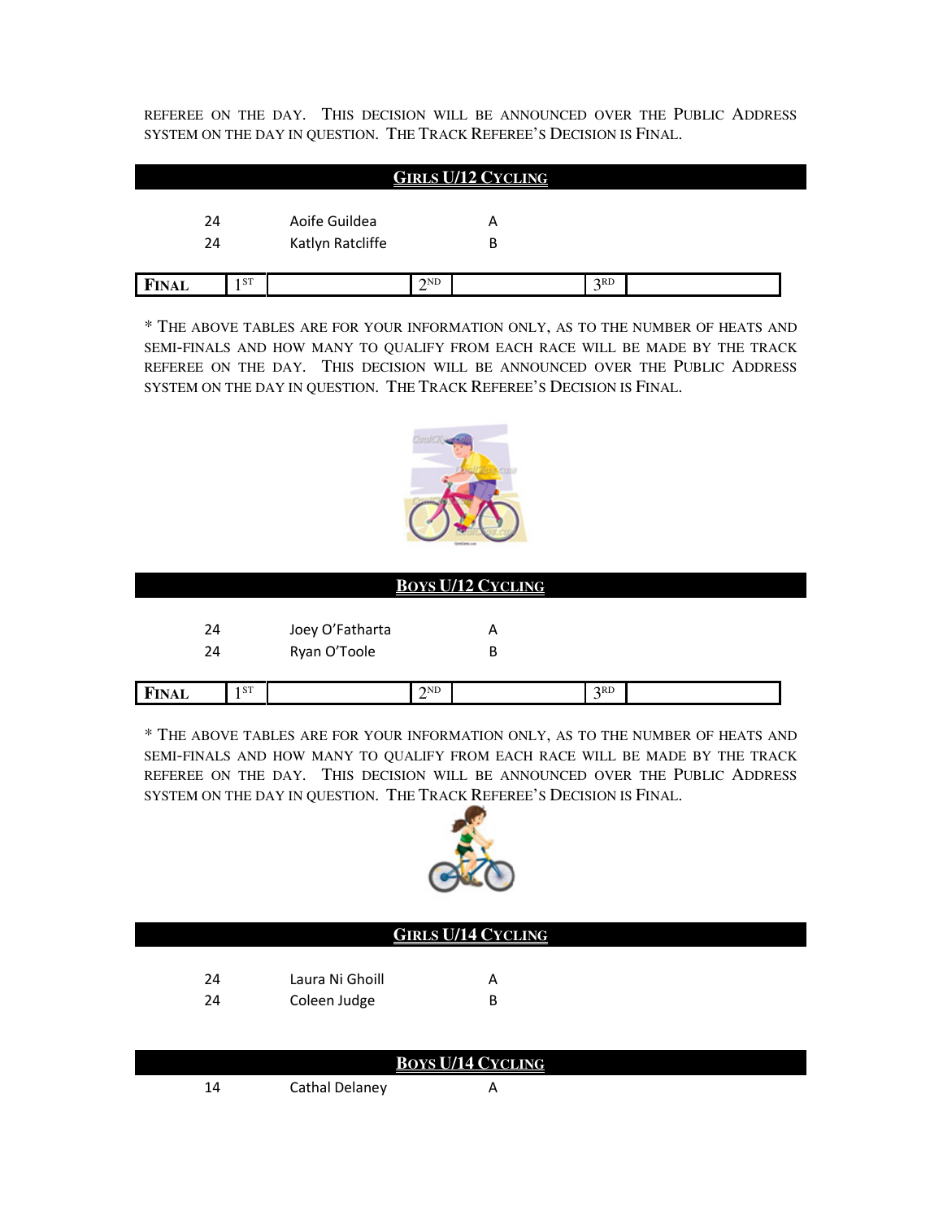REFEREE ON THE DAY. THIS DECISION WILL BE ANNOUNCED OVER THE PUBLIC ADDRESS SYSTEM ON THE DAY IN QUESTION. THE TRACK REFEREE'S DECISION IS FINAL.

## GIRLS U/12 CYCLING

| | | |
|---|---|---|
| 24 | Aoife Guildea | A |
| 24 | Katlyn Ratcliffe | B |

| FINAL | 1ST | | 2ND | | 3RD | |
|---|---|---|---|---|---|---|

\* THE ABOVE TABLES ARE FOR YOUR INFORMATION ONLY, AS TO THE NUMBER OF HEATS AND SEMI-FINALS AND HOW MANY TO QUALIFY FROM EACH RACE WILL BE MADE BY THE TRACK REFEREE ON THE DAY. THIS DECISION WILL BE ANNOUNCED OVER THE PUBLIC ADDRESS SYSTEM ON THE DAY IN QUESTION. THE TRACK REFEREE'S DECISION IS FINAL.

## BOYS U/12 CYCLING

| | | |
|---|---|---|
| 24 | Joey O'Fatharta | A |
| 24 | Ryan O'Toole | B |

| FINAL | 1ST | | 2ND | | 3RD | |
|---|---|---|---|---|---|---|

\* THE ABOVE TABLES ARE FOR YOUR INFORMATION ONLY, AS TO THE NUMBER OF HEATS AND SEMI-FINALS AND HOW MANY TO QUALIFY FROM EACH RACE WILL BE MADE BY THE TRACK REFEREE ON THE DAY. THIS DECISION WILL BE ANNOUNCED OVER THE PUBLIC ADDRESS SYSTEM ON THE DAY IN QUESTION. THE TRACK REFEREE'S DECISION IS FINAL.

## GIRLS U/14 CYCLING

| | | |
|---|---|---|
| 24 | Laura Ni Ghoill | A |
| 24 | Coleen Judge | B |

## BOYS U/14 CYCLING

| | | |
|---|---|---|
| 14 | Cathal Delaney | A |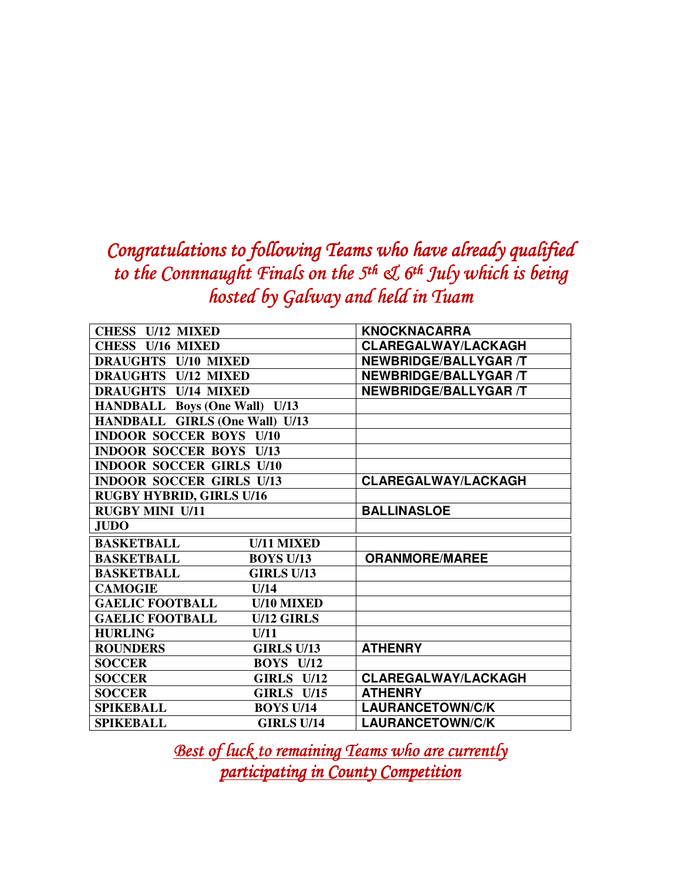*Congratulations to following Teams who have already qualified to the Connnaught Finals on the 5th & 6th July which is being hosted by Galway and held in Tuam*

| | |
|---|---|
| **CHESS U/12 MIXED** | **KNOCKNACARRA** |
| **CHESS U/16 MIXED** | **CLAREGALWAY/LACKAGH** |
| **DRAUGHTS U/10 MIXED** | **NEWBRIDGE/BALLYGAR /T** |
| **DRAUGHTS U/12 MIXED** | **NEWBRIDGE/BALLYGAR /T** |
| **DRAUGHTS U/14 MIXED** | **NEWBRIDGE/BALLYGAR /T** |
| **HANDBALL Boys (One Wall) U/13** | |
| **HANDBALL GIRLS (One Wall) U/13** | |
| **INDOOR SOCCER BOYS U/10** | |
| **INDOOR SOCCER BOYS U/13** | |
| **INDOOR SOCCER GIRLS U/10** | |
| **INDOOR SOCCER GIRLS U/13** | **CLAREGALWAY/LACKAGH** |
| **RUGBY HYBRID, GIRLS U/16** | |
| **RUGBY MINI U/11** | **BALLINASLOE** |
| **JUDO** | |
| **BASKETBALL U/11 MIXED** | |
| **BASKETBALL BOYS U/13** | **ORANMORE/MAREE** |
| **BASKETBALL GIRLS U/13** | |
| **CAMOGIE U/14** | |
| **GAELIC FOOTBALL U/10 MIXED** | |
| **GAELIC FOOTBALL U/12 GIRLS** | |
| **HURLING U/11** | |
| **ROUNDERS GIRLS U/13** | **ATHENRY** |
| **SOCCER BOYS U/12** | |
| **SOCCER GIRLS U/12** | **CLAREGALWAY/LACKAGH** |
| **SOCCER GIRLS U/15** | **ATHENRY** |
| **SPIKEBALL BOYS U/14** | **LAURANCETOWN/C/K** |
| **SPIKEBALL GIRLS U/14** | **LAURANCETOWN/C/K** |

*Best of luck to remaining Teams who are currently participating in County Competition*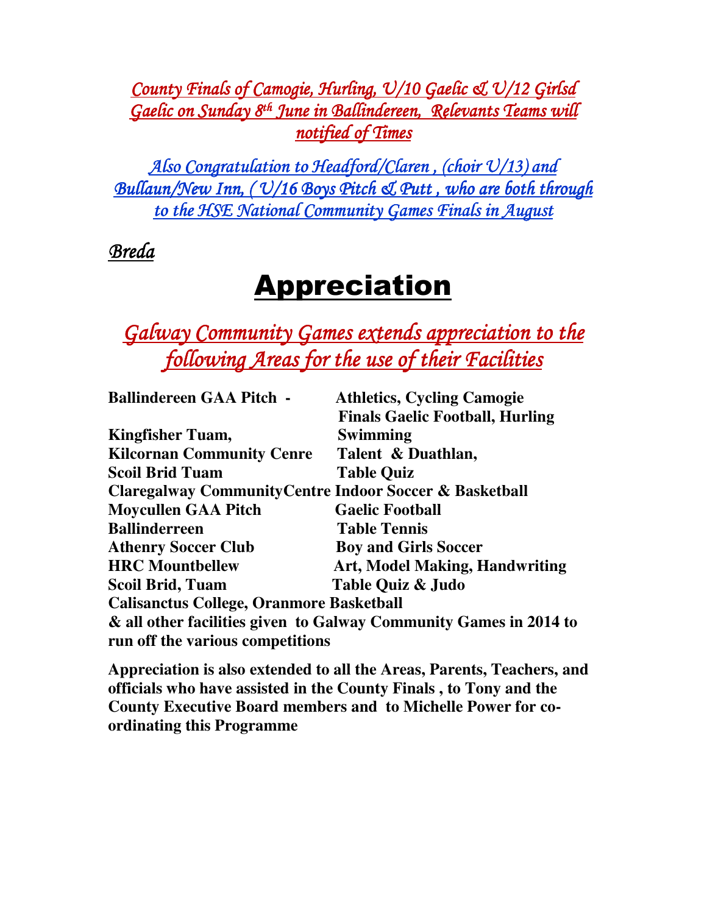*County Finals of Camogie, Hurling, U/10 Gaelic & U/12 Girlsd Gaelic on Sunday 8th June in Ballindereen, Relevants Teams will notified of Times*

*Also Congratulation to Headford/Claren , (choir U/13) and Bullaun/New Inn, ( U/16 Boys Pitch & Putt , who are both through to the HSE National Community Games Finals in August*

*Breda*

# Appreciation

*Galway Community Games extends appreciation to the following Areas for the use of their Facilities*

| | |
|---|---|
| **Ballindereen GAA Pitch -** | **Athletics, Cycling Camogie Finals Gaelic Football, Hurling** |
| **Kingfisher Tuam,** | **Swimming** |
| **Kilcornan Community Cenre** | **Talent & Duathlan,** |
| **Scoil Brid Tuam** | **Table Quiz** |
| **Claregalway CommunityCentre** | **Indoor Soccer & Basketball** |
| **Moycullen GAA Pitch** | **Gaelic Football** |
| **Ballinderreen** | **Table Tennis** |
| **Athenry Soccer Club** | **Boy and Girls Soccer** |
| **HRC Mountbellew** | **Art, Model Making, Handwriting** |
| **Scoil Brid, Tuam** | **Table Quiz & Judo** |
| **Calisanctus College, Oranmore** | **Basketball** |

**& all other facilities given to Galway Community Games in 2014 to run off the various competitions**

**Appreciation is also extended to all the Areas, Parents, Teachers, and officials who have assisted in the County Finals , to Tony and the County Executive Board members and to Michelle Power for co-ordinating this Programme**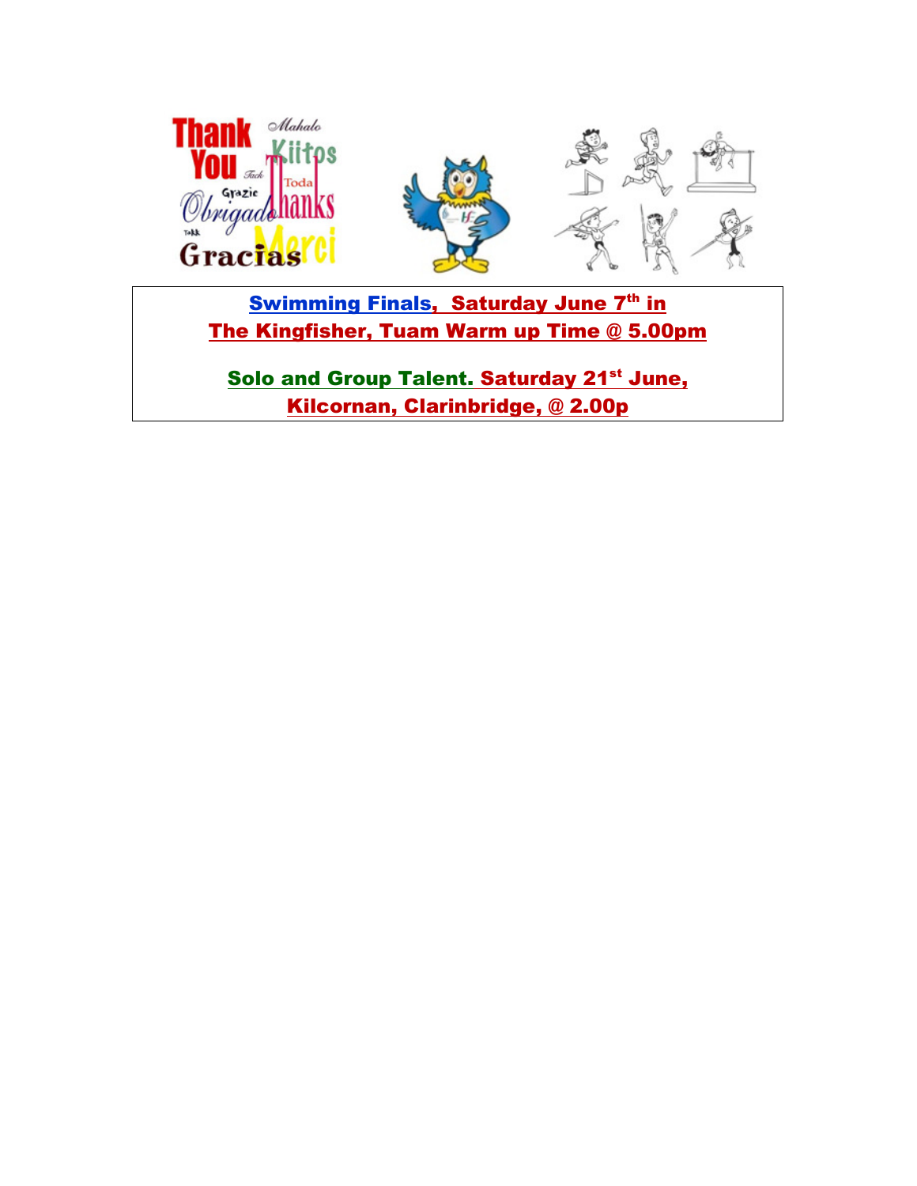**Swimming Finals, Saturday June 7th in The Kingfisher, Tuam Warm up Time @ 5.00pm**

**Solo and Group Talent. Saturday 21st June, Kilcornan, Clarinbridge, @ 2.00p**